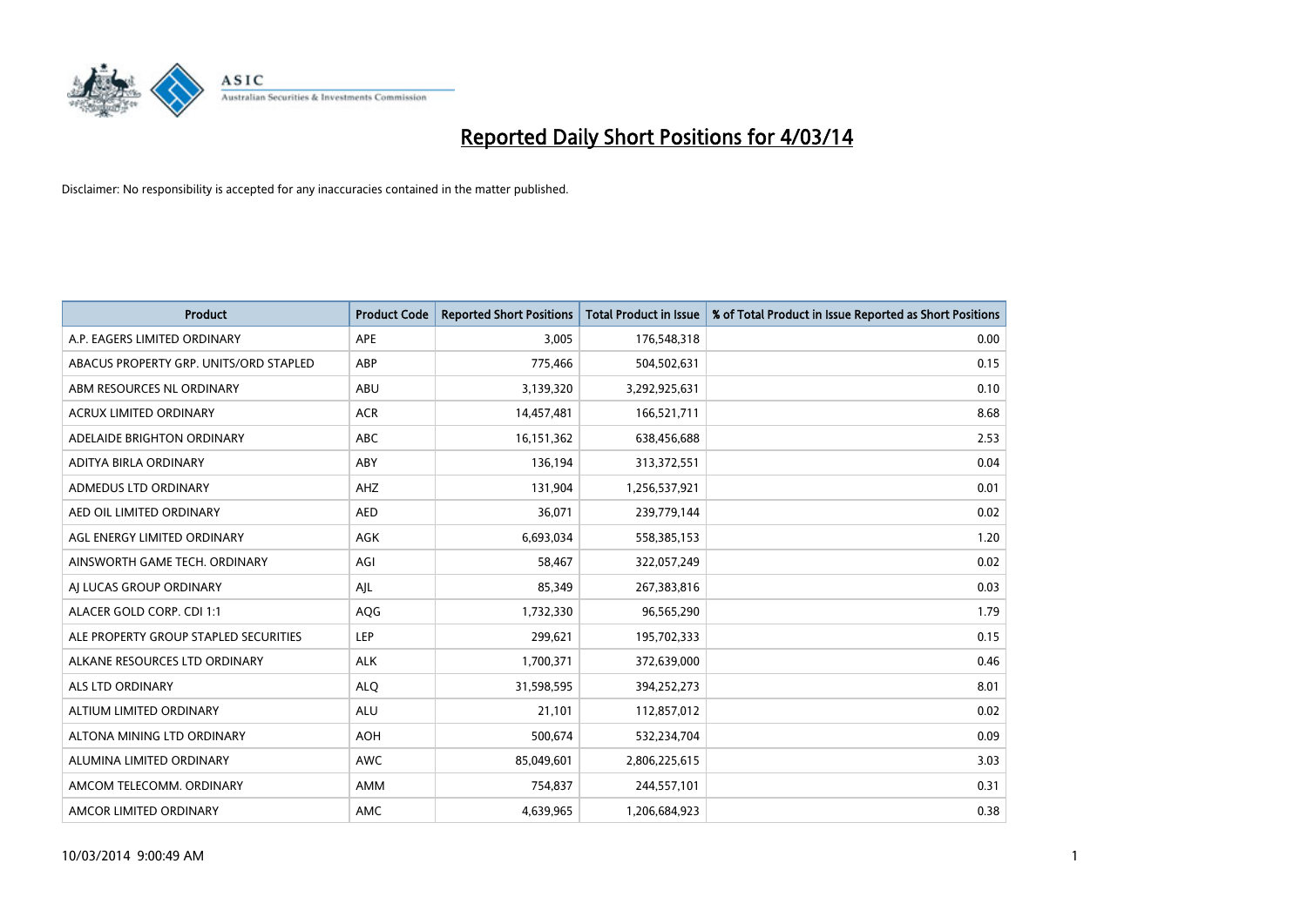# Reported Daily Short Positions for 4/03/14

Disclaimer: No responsibility is accepted for any inaccuracies contained in the matter published.

| Product | Product Code | Reported Short Positions | Total Product in Issue | % of Total Product in Issue Reported as Short Positions |
| --- | --- | --- | --- | --- |
| A.P. EAGERS LIMITED ORDINARY | APE | 3,005 | 176,548,318 | 0.00 |
| ABACUS PROPERTY GRP. UNITS/ORD STAPLED | ABP | 775,466 | 504,502,631 | 0.15 |
| ABM RESOURCES NL ORDINARY | ABU | 3,139,320 | 3,292,925,631 | 0.10 |
| ACRUX LIMITED ORDINARY | ACR | 14,457,481 | 166,521,711 | 8.68 |
| ADELAIDE BRIGHTON ORDINARY | ABC | 16,151,362 | 638,456,688 | 2.53 |
| ADITYA BIRLA ORDINARY | ABY | 136,194 | 313,372,551 | 0.04 |
| ADMEDUS LTD ORDINARY | AHZ | 131,904 | 1,256,537,921 | 0.01 |
| AED OIL LIMITED ORDINARY | AED | 36,071 | 239,779,144 | 0.02 |
| AGL ENERGY LIMITED ORDINARY | AGK | 6,693,034 | 558,385,153 | 1.20 |
| AINSWORTH GAME TECH. ORDINARY | AGI | 58,467 | 322,057,249 | 0.02 |
| AJ LUCAS GROUP ORDINARY | AJL | 85,349 | 267,383,816 | 0.03 |
| ALACER GOLD CORP. CDI 1:1 | AQG | 1,732,330 | 96,565,290 | 1.79 |
| ALE PROPERTY GROUP STAPLED SECURITIES | LEP | 299,621 | 195,702,333 | 0.15 |
| ALKANE RESOURCES LTD ORDINARY | ALK | 1,700,371 | 372,639,000 | 0.46 |
| ALS LTD ORDINARY | ALQ | 31,598,595 | 394,252,273 | 8.01 |
| ALTIUM LIMITED ORDINARY | ALU | 21,101 | 112,857,012 | 0.02 |
| ALTONA MINING LTD ORDINARY | AOH | 500,674 | 532,234,704 | 0.09 |
| ALUMINA LIMITED ORDINARY | AWC | 85,049,601 | 2,806,225,615 | 3.03 |
| AMCOM TELECOMM. ORDINARY | AMM | 754,837 | 244,557,101 | 0.31 |
| AMCOR LIMITED ORDINARY | AMC | 4,639,965 | 1,206,684,923 | 0.38 |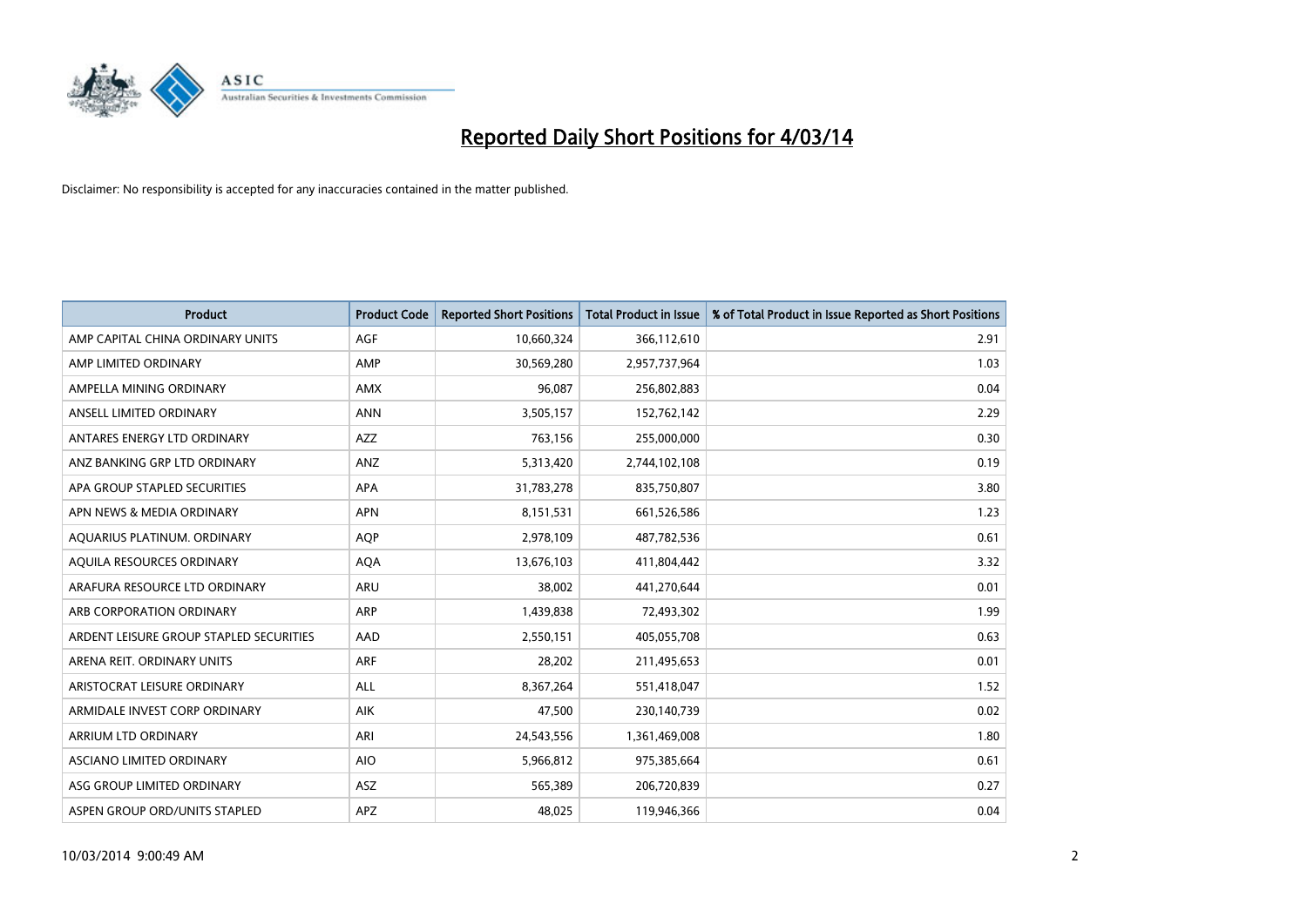# Reported Daily Short Positions for 4/03/14

Disclaimer: No responsibility is accepted for any inaccuracies contained in the matter published.

| Product | Product Code | Reported Short Positions | Total Product in Issue | % of Total Product in Issue Reported as Short Positions |
|---|---|---|---|---|
| AMP CAPITAL CHINA ORDINARY UNITS | AGF | 10,660,324 | 366,112,610 | 2.91 |
| AMP LIMITED ORDINARY | AMP | 30,569,280 | 2,957,737,964 | 1.03 |
| AMPELLA MINING ORDINARY | AMX | 96,087 | 256,802,883 | 0.04 |
| ANSELL LIMITED ORDINARY | ANN | 3,505,157 | 152,762,142 | 2.29 |
| ANTARES ENERGY LTD ORDINARY | AZZ | 763,156 | 255,000,000 | 0.30 |
| ANZ BANKING GRP LTD ORDINARY | ANZ | 5,313,420 | 2,744,102,108 | 0.19 |
| APA GROUP STAPLED SECURITIES | APA | 31,783,278 | 835,750,807 | 3.80 |
| APN NEWS & MEDIA ORDINARY | APN | 8,151,531 | 661,526,586 | 1.23 |
| AQUARIUS PLATINUM. ORDINARY | AQP | 2,978,109 | 487,782,536 | 0.61 |
| AQUILA RESOURCES ORDINARY | AQA | 13,676,103 | 411,804,442 | 3.32 |
| ARAFURA RESOURCE LTD ORDINARY | ARU | 38,002 | 441,270,644 | 0.01 |
| ARB CORPORATION ORDINARY | ARP | 1,439,838 | 72,493,302 | 1.99 |
| ARDENT LEISURE GROUP STAPLED SECURITIES | AAD | 2,550,151 | 405,055,708 | 0.63 |
| ARENA REIT. ORDINARY UNITS | ARF | 28,202 | 211,495,653 | 0.01 |
| ARISTOCRAT LEISURE ORDINARY | ALL | 8,367,264 | 551,418,047 | 1.52 |
| ARMIDALE INVEST CORP ORDINARY | AIK | 47,500 | 230,140,739 | 0.02 |
| ARRIUM LTD ORDINARY | ARI | 24,543,556 | 1,361,469,008 | 1.80 |
| ASCIANO LIMITED ORDINARY | AIO | 5,966,812 | 975,385,664 | 0.61 |
| ASG GROUP LIMITED ORDINARY | ASZ | 565,389 | 206,720,839 | 0.27 |
| ASPEN GROUP ORD/UNITS STAPLED | APZ | 48,025 | 119,946,366 | 0.04 |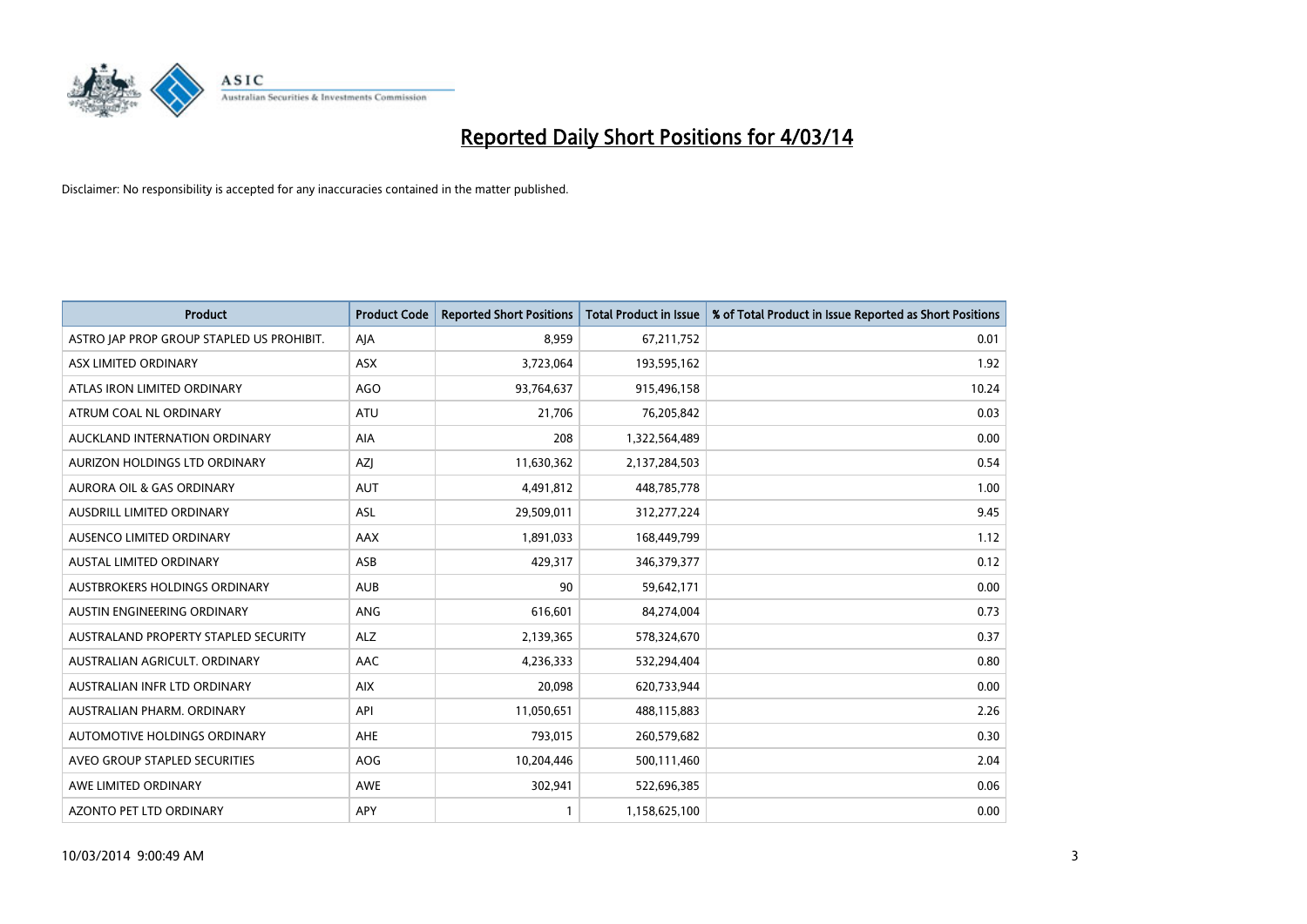# Reported Daily Short Positions for 4/03/14

Disclaimer: No responsibility is accepted for any inaccuracies contained in the matter published.

| Product | Product Code | Reported Short Positions | Total Product in Issue | % of Total Product in Issue Reported as Short Positions |
|---|---|---|---|---|
| ASTRO JAP PROP GROUP STAPLED US PROHIBIT. | AJA | 8,959 | 67,211,752 | 0.01 |
| ASX LIMITED ORDINARY | ASX | 3,723,064 | 193,595,162 | 1.92 |
| ATLAS IRON LIMITED ORDINARY | AGO | 93,764,637 | 915,496,158 | 10.24 |
| ATRUM COAL NL ORDINARY | ATU | 21,706 | 76,205,842 | 0.03 |
| AUCKLAND INTERNATION ORDINARY | AIA | 208 | 1,322,564,489 | 0.00 |
| AURIZON HOLDINGS LTD ORDINARY | AZJ | 11,630,362 | 2,137,284,503 | 0.54 |
| AURORA OIL & GAS ORDINARY | AUT | 4,491,812 | 448,785,778 | 1.00 |
| AUSDRILL LIMITED ORDINARY | ASL | 29,509,011 | 312,277,224 | 9.45 |
| AUSENCO LIMITED ORDINARY | AAX | 1,891,033 | 168,449,799 | 1.12 |
| AUSTAL LIMITED ORDINARY | ASB | 429,317 | 346,379,377 | 0.12 |
| AUSTBROKERS HOLDINGS ORDINARY | AUB | 90 | 59,642,171 | 0.00 |
| AUSTIN ENGINEERING ORDINARY | ANG | 616,601 | 84,274,004 | 0.73 |
| AUSTRALAND PROPERTY STAPLED SECURITY | ALZ | 2,139,365 | 578,324,670 | 0.37 |
| AUSTRALIAN AGRICULT. ORDINARY | AAC | 4,236,333 | 532,294,404 | 0.80 |
| AUSTRALIAN INFR LTD ORDINARY | AIX | 20,098 | 620,733,944 | 0.00 |
| AUSTRALIAN PHARM. ORDINARY | API | 11,050,651 | 488,115,883 | 2.26 |
| AUTOMOTIVE HOLDINGS ORDINARY | AHE | 793,015 | 260,579,682 | 0.30 |
| AVEO GROUP STAPLED SECURITIES | AOG | 10,204,446 | 500,111,460 | 2.04 |
| AWE LIMITED ORDINARY | AWE | 302,941 | 522,696,385 | 0.06 |
| AZONTO PET LTD ORDINARY | APY | 1 | 1,158,625,100 | 0.00 |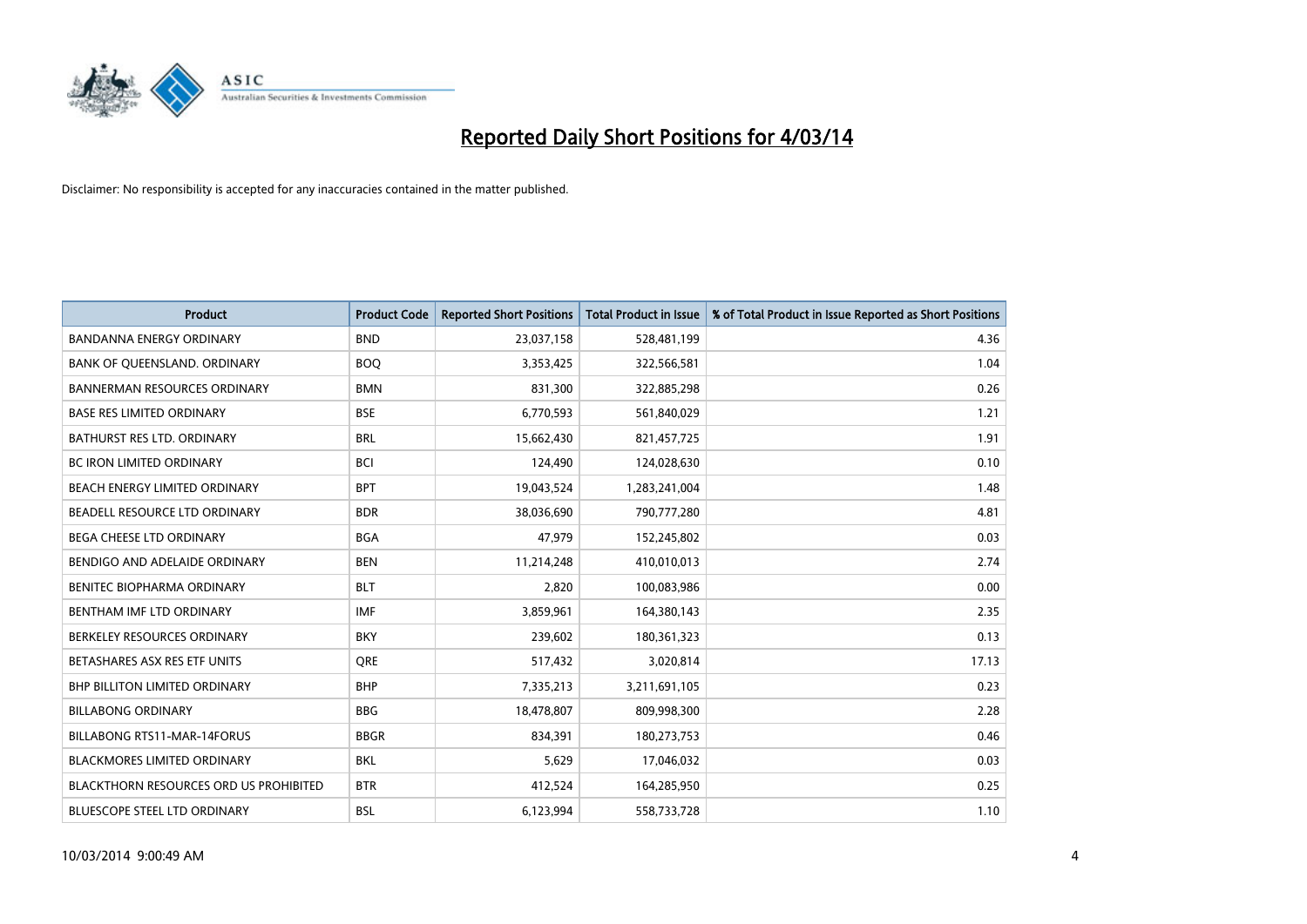# Reported Daily Short Positions for 4/03/14

Disclaimer: No responsibility is accepted for any inaccuracies contained in the matter published.

| Product | Product Code | Reported Short Positions | Total Product in Issue | % of Total Product in Issue Reported as Short Positions |
|---|---|---|---|---|
| BANDANNA ENERGY ORDINARY | BND | 23,037,158 | 528,481,199 | 4.36 |
| BANK OF QUEENSLAND. ORDINARY | BOQ | 3,353,425 | 322,566,581 | 1.04 |
| BANNERMAN RESOURCES ORDINARY | BMN | 831,300 | 322,885,298 | 0.26 |
| BASE RES LIMITED ORDINARY | BSE | 6,770,593 | 561,840,029 | 1.21 |
| BATHURST RES LTD. ORDINARY | BRL | 15,662,430 | 821,457,725 | 1.91 |
| BC IRON LIMITED ORDINARY | BCI | 124,490 | 124,028,630 | 0.10 |
| BEACH ENERGY LIMITED ORDINARY | BPT | 19,043,524 | 1,283,241,004 | 1.48 |
| BEADELL RESOURCE LTD ORDINARY | BDR | 38,036,690 | 790,777,280 | 4.81 |
| BEGA CHEESE LTD ORDINARY | BGA | 47,979 | 152,245,802 | 0.03 |
| BENDIGO AND ADELAIDE ORDINARY | BEN | 11,214,248 | 410,010,013 | 2.74 |
| BENITEC BIOPHARMA ORDINARY | BLT | 2,820 | 100,083,986 | 0.00 |
| BENTHAM IMF LTD ORDINARY | IMF | 3,859,961 | 164,380,143 | 2.35 |
| BERKELEY RESOURCES ORDINARY | BKY | 239,602 | 180,361,323 | 0.13 |
| BETASHARES ASX RES ETF UNITS | QRE | 517,432 | 3,020,814 | 17.13 |
| BHP BILLITON LIMITED ORDINARY | BHP | 7,335,213 | 3,211,691,105 | 0.23 |
| BILLABONG ORDINARY | BBG | 18,478,807 | 809,998,300 | 2.28 |
| BILLABONG RTS11-MAR-14FORUS | BBGR | 834,391 | 180,273,753 | 0.46 |
| BLACKMORES LIMITED ORDINARY | BKL | 5,629 | 17,046,032 | 0.03 |
| BLACKTHORN RESOURCES ORD US PROHIBITED | BTR | 412,524 | 164,285,950 | 0.25 |
| BLUESCOPE STEEL LTD ORDINARY | BSL | 6,123,994 | 558,733,728 | 1.10 |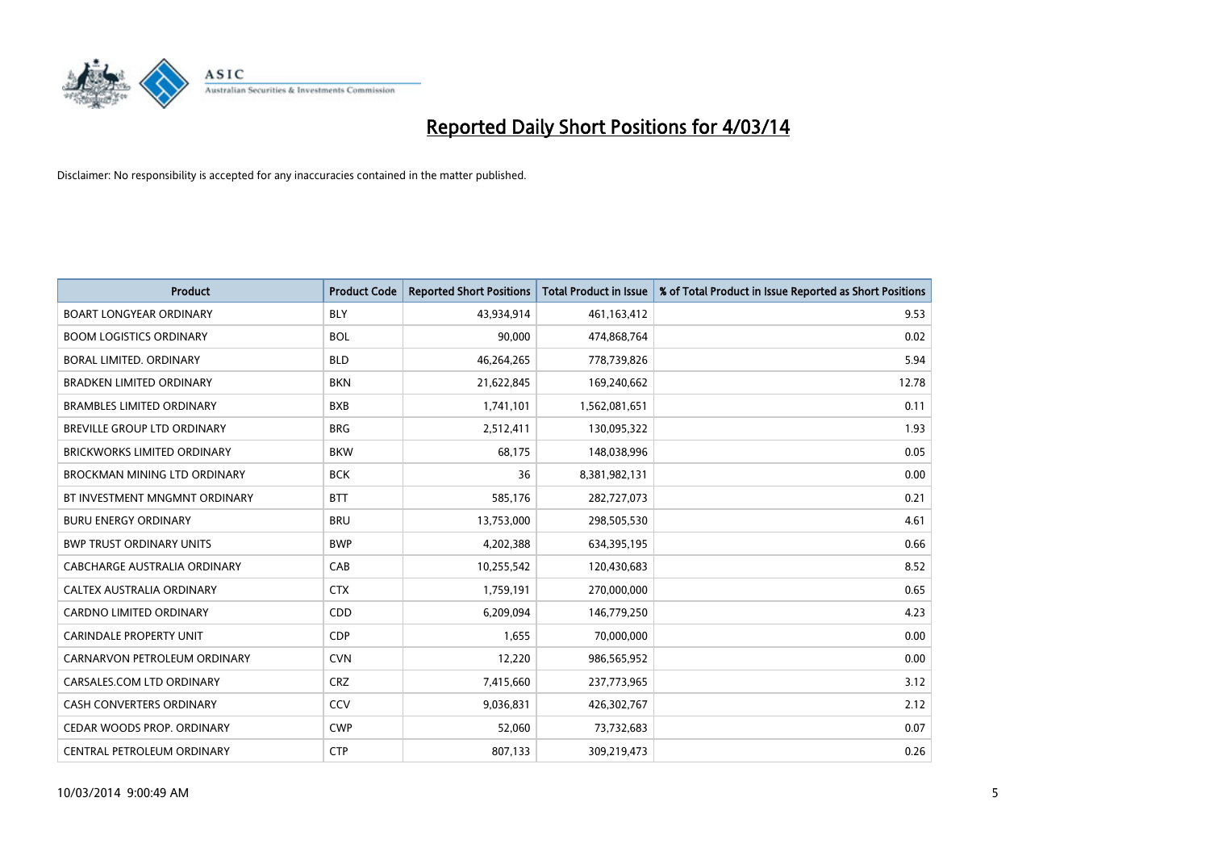# Reported Daily Short Positions for 4/03/14

Disclaimer: No responsibility is accepted for any inaccuracies contained in the matter published.

| Product | Product Code | Reported Short Positions | Total Product in Issue | % of Total Product in Issue Reported as Short Positions |
|---|---|---|---|---|
| BOART LONGYEAR ORDINARY | BLY | 43,934,914 | 461,163,412 | 9.53 |
| BOOM LOGISTICS ORDINARY | BOL | 90,000 | 474,868,764 | 0.02 |
| BORAL LIMITED. ORDINARY | BLD | 46,264,265 | 778,739,826 | 5.94 |
| BRADKEN LIMITED ORDINARY | BKN | 21,622,845 | 169,240,662 | 12.78 |
| BRAMBLES LIMITED ORDINARY | BXB | 1,741,101 | 1,562,081,651 | 0.11 |
| BREVILLE GROUP LTD ORDINARY | BRG | 2,512,411 | 130,095,322 | 1.93 |
| BRICKWORKS LIMITED ORDINARY | BKW | 68,175 | 148,038,996 | 0.05 |
| BROCKMAN MINING LTD ORDINARY | BCK | 36 | 8,381,982,131 | 0.00 |
| BT INVESTMENT MNGMNT ORDINARY | BTT | 585,176 | 282,727,073 | 0.21 |
| BURU ENERGY ORDINARY | BRU | 13,753,000 | 298,505,530 | 4.61 |
| BWP TRUST ORDINARY UNITS | BWP | 4,202,388 | 634,395,195 | 0.66 |
| CABCHARGE AUSTRALIA ORDINARY | CAB | 10,255,542 | 120,430,683 | 8.52 |
| CALTEX AUSTRALIA ORDINARY | CTX | 1,759,191 | 270,000,000 | 0.65 |
| CARDNO LIMITED ORDINARY | CDD | 6,209,094 | 146,779,250 | 4.23 |
| CARINDALE PROPERTY UNIT | CDP | 1,655 | 70,000,000 | 0.00 |
| CARNARVON PETROLEUM ORDINARY | CVN | 12,220 | 986,565,952 | 0.00 |
| CARSALES.COM LTD ORDINARY | CRZ | 7,415,660 | 237,773,965 | 3.12 |
| CASH CONVERTERS ORDINARY | CCV | 9,036,831 | 426,302,767 | 2.12 |
| CEDAR WOODS PROP. ORDINARY | CWP | 52,060 | 73,732,683 | 0.07 |
| CENTRAL PETROLEUM ORDINARY | CTP | 807,133 | 309,219,473 | 0.26 |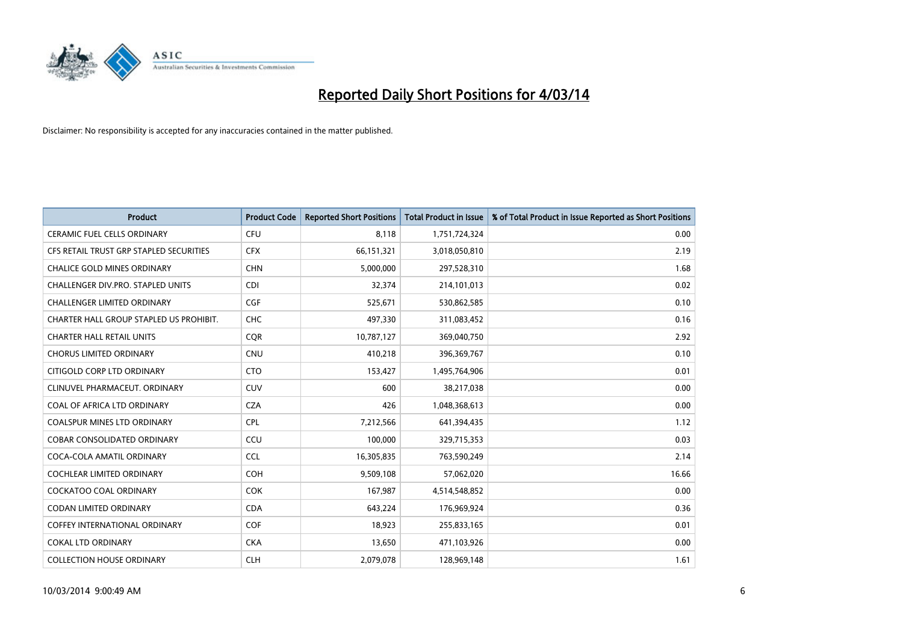# Reported Daily Short Positions for 4/03/14

Disclaimer: No responsibility is accepted for any inaccuracies contained in the matter published.

| Product | Product Code | Reported Short Positions | Total Product in Issue | % of Total Product in Issue Reported as Short Positions |
|---|---|---|---|---|
| CERAMIC FUEL CELLS ORDINARY | CFU | 8,118 | 1,751,724,324 | 0.00 |
| CFS RETAIL TRUST GRP STAPLED SECURITIES | CFX | 66,151,321 | 3,018,050,810 | 2.19 |
| CHALICE GOLD MINES ORDINARY | CHN | 5,000,000 | 297,528,310 | 1.68 |
| CHALLENGER DIV.PRO. STAPLED UNITS | CDI | 32,374 | 214,101,013 | 0.02 |
| CHALLENGER LIMITED ORDINARY | CGF | 525,671 | 530,862,585 | 0.10 |
| CHARTER HALL GROUP STAPLED US PROHIBIT. | CHC | 497,330 | 311,083,452 | 0.16 |
| CHARTER HALL RETAIL UNITS | CQR | 10,787,127 | 369,040,750 | 2.92 |
| CHORUS LIMITED ORDINARY | CNU | 410,218 | 396,369,767 | 0.10 |
| CITIGOLD CORP LTD ORDINARY | CTO | 153,427 | 1,495,764,906 | 0.01 |
| CLINUVEL PHARMACEUT. ORDINARY | CUV | 600 | 38,217,038 | 0.00 |
| COAL OF AFRICA LTD ORDINARY | CZA | 426 | 1,048,368,613 | 0.00 |
| COALSPUR MINES LTD ORDINARY | CPL | 7,212,566 | 641,394,435 | 1.12 |
| COBAR CONSOLIDATED ORDINARY | CCU | 100,000 | 329,715,353 | 0.03 |
| COCA-COLA AMATIL ORDINARY | CCL | 16,305,835 | 763,590,249 | 2.14 |
| COCHLEAR LIMITED ORDINARY | COH | 9,509,108 | 57,062,020 | 16.66 |
| COCKATOO COAL ORDINARY | COK | 167,987 | 4,514,548,852 | 0.00 |
| CODAN LIMITED ORDINARY | CDA | 643,224 | 176,969,924 | 0.36 |
| COFFEY INTERNATIONAL ORDINARY | COF | 18,923 | 255,833,165 | 0.01 |
| COKAL LTD ORDINARY | CKA | 13,650 | 471,103,926 | 0.00 |
| COLLECTION HOUSE ORDINARY | CLH | 2,079,078 | 128,969,148 | 1.61 |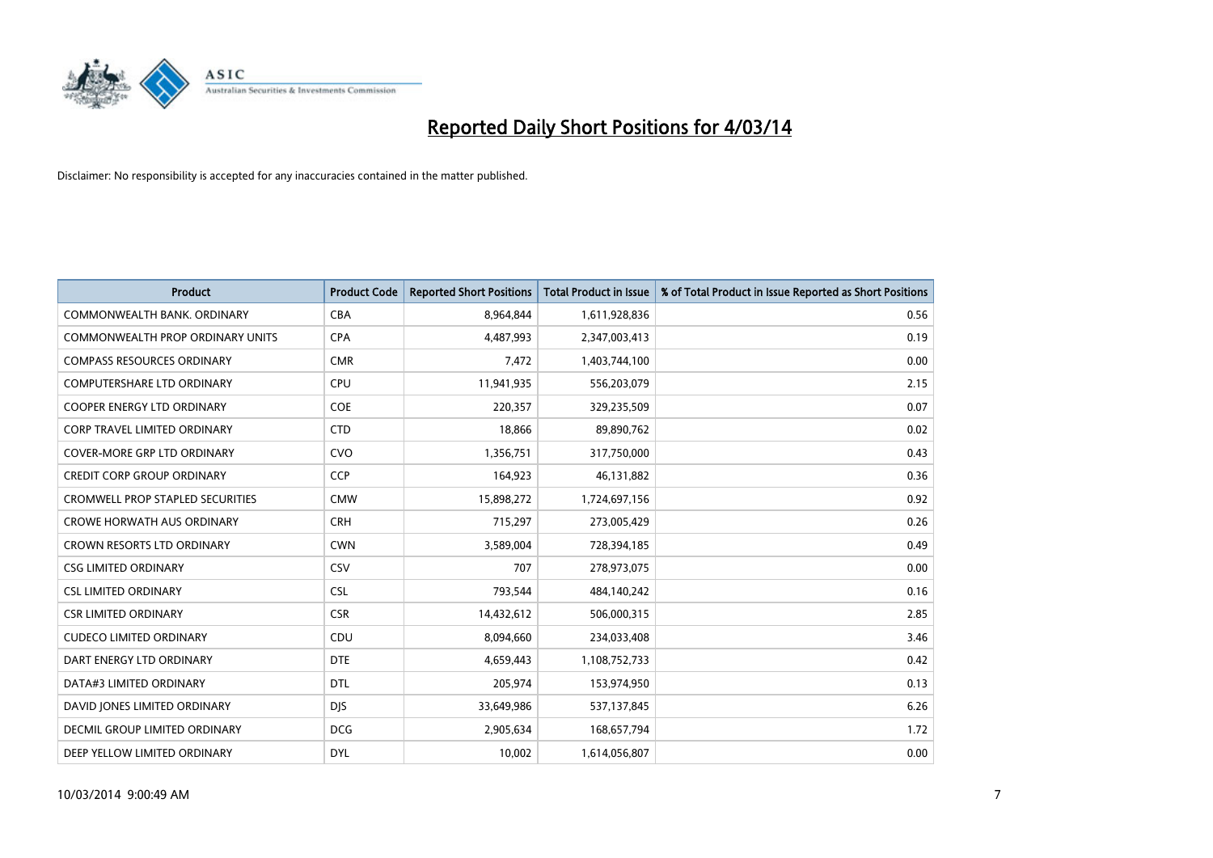# Reported Daily Short Positions for 4/03/14

Disclaimer: No responsibility is accepted for any inaccuracies contained in the matter published.

| Product | Product Code | Reported Short Positions | Total Product in Issue | % of Total Product in Issue Reported as Short Positions |
|---|---|---|---|---|
| COMMONWEALTH BANK. ORDINARY | CBA | 8,964,844 | 1,611,928,836 | 0.56 |
| COMMONWEALTH PROP ORDINARY UNITS | CPA | 4,487,993 | 2,347,003,413 | 0.19 |
| COMPASS RESOURCES ORDINARY | CMR | 7,472 | 1,403,744,100 | 0.00 |
| COMPUTERSHARE LTD ORDINARY | CPU | 11,941,935 | 556,203,079 | 2.15 |
| COOPER ENERGY LTD ORDINARY | COE | 220,357 | 329,235,509 | 0.07 |
| CORP TRAVEL LIMITED ORDINARY | CTD | 18,866 | 89,890,762 | 0.02 |
| COVER-MORE GRP LTD ORDINARY | CVO | 1,356,751 | 317,750,000 | 0.43 |
| CREDIT CORP GROUP ORDINARY | CCP | 164,923 | 46,131,882 | 0.36 |
| CROMWELL PROP STAPLED SECURITIES | CMW | 15,898,272 | 1,724,697,156 | 0.92 |
| CROWE HORWATH AUS ORDINARY | CRH | 715,297 | 273,005,429 | 0.26 |
| CROWN RESORTS LTD ORDINARY | CWN | 3,589,004 | 728,394,185 | 0.49 |
| CSG LIMITED ORDINARY | CSV | 707 | 278,973,075 | 0.00 |
| CSL LIMITED ORDINARY | CSL | 793,544 | 484,140,242 | 0.16 |
| CSR LIMITED ORDINARY | CSR | 14,432,612 | 506,000,315 | 2.85 |
| CUDECO LIMITED ORDINARY | CDU | 8,094,660 | 234,033,408 | 3.46 |
| DART ENERGY LTD ORDINARY | DTE | 4,659,443 | 1,108,752,733 | 0.42 |
| DATA#3 LIMITED ORDINARY | DTL | 205,974 | 153,974,950 | 0.13 |
| DAVID JONES LIMITED ORDINARY | DJS | 33,649,986 | 537,137,845 | 6.26 |
| DECMIL GROUP LIMITED ORDINARY | DCG | 2,905,634 | 168,657,794 | 1.72 |
| DEEP YELLOW LIMITED ORDINARY | DYL | 10,002 | 1,614,056,807 | 0.00 |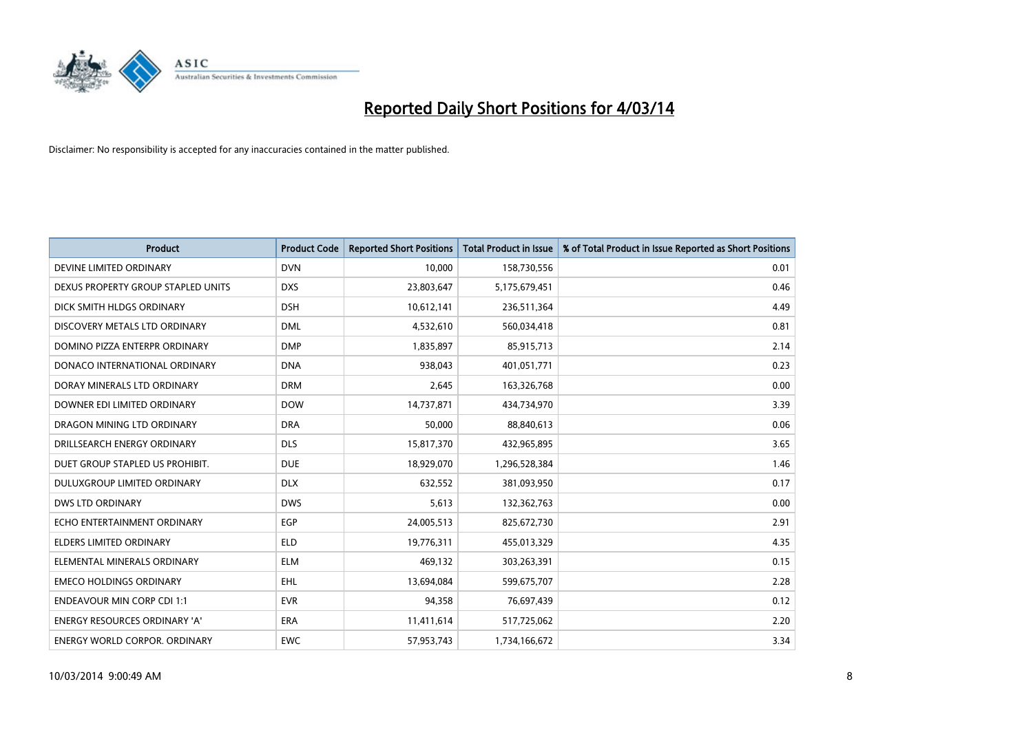# Reported Daily Short Positions for 4/03/14

Disclaimer: No responsibility is accepted for any inaccuracies contained in the matter published.

| Product | Product Code | Reported Short Positions | Total Product in Issue | % of Total Product in Issue Reported as Short Positions |
|---|---|---|---|---|
| DEVINE LIMITED ORDINARY | DVN | 10,000 | 158,730,556 | 0.01 |
| DEXUS PROPERTY GROUP STAPLED UNITS | DXS | 23,803,647 | 5,175,679,451 | 0.46 |
| DICK SMITH HLDGS ORDINARY | DSH | 10,612,141 | 236,511,364 | 4.49 |
| DISCOVERY METALS LTD ORDINARY | DML | 4,532,610 | 560,034,418 | 0.81 |
| DOMINO PIZZA ENTERPR ORDINARY | DMP | 1,835,897 | 85,915,713 | 2.14 |
| DONACO INTERNATIONAL ORDINARY | DNA | 938,043 | 401,051,771 | 0.23 |
| DORAY MINERALS LTD ORDINARY | DRM | 2,645 | 163,326,768 | 0.00 |
| DOWNER EDI LIMITED ORDINARY | DOW | 14,737,871 | 434,734,970 | 3.39 |
| DRAGON MINING LTD ORDINARY | DRA | 50,000 | 88,840,613 | 0.06 |
| DRILLSEARCH ENERGY ORDINARY | DLS | 15,817,370 | 432,965,895 | 3.65 |
| DUET GROUP STAPLED US PROHIBIT. | DUE | 18,929,070 | 1,296,528,384 | 1.46 |
| DULUXGROUP LIMITED ORDINARY | DLX | 632,552 | 381,093,950 | 0.17 |
| DWS LTD ORDINARY | DWS | 5,613 | 132,362,763 | 0.00 |
| ECHO ENTERTAINMENT ORDINARY | EGP | 24,005,513 | 825,672,730 | 2.91 |
| ELDERS LIMITED ORDINARY | ELD | 19,776,311 | 455,013,329 | 4.35 |
| ELEMENTAL MINERALS ORDINARY | ELM | 469,132 | 303,263,391 | 0.15 |
| EMECO HOLDINGS ORDINARY | EHL | 13,694,084 | 599,675,707 | 2.28 |
| ENDEAVOUR MIN CORP CDI 1:1 | EVR | 94,358 | 76,697,439 | 0.12 |
| ENERGY RESOURCES ORDINARY 'A' | ERA | 11,411,614 | 517,725,062 | 2.20 |
| ENERGY WORLD CORPOR. ORDINARY | EWC | 57,953,743 | 1,734,166,672 | 3.34 |

10/03/2014 9:00:49 AM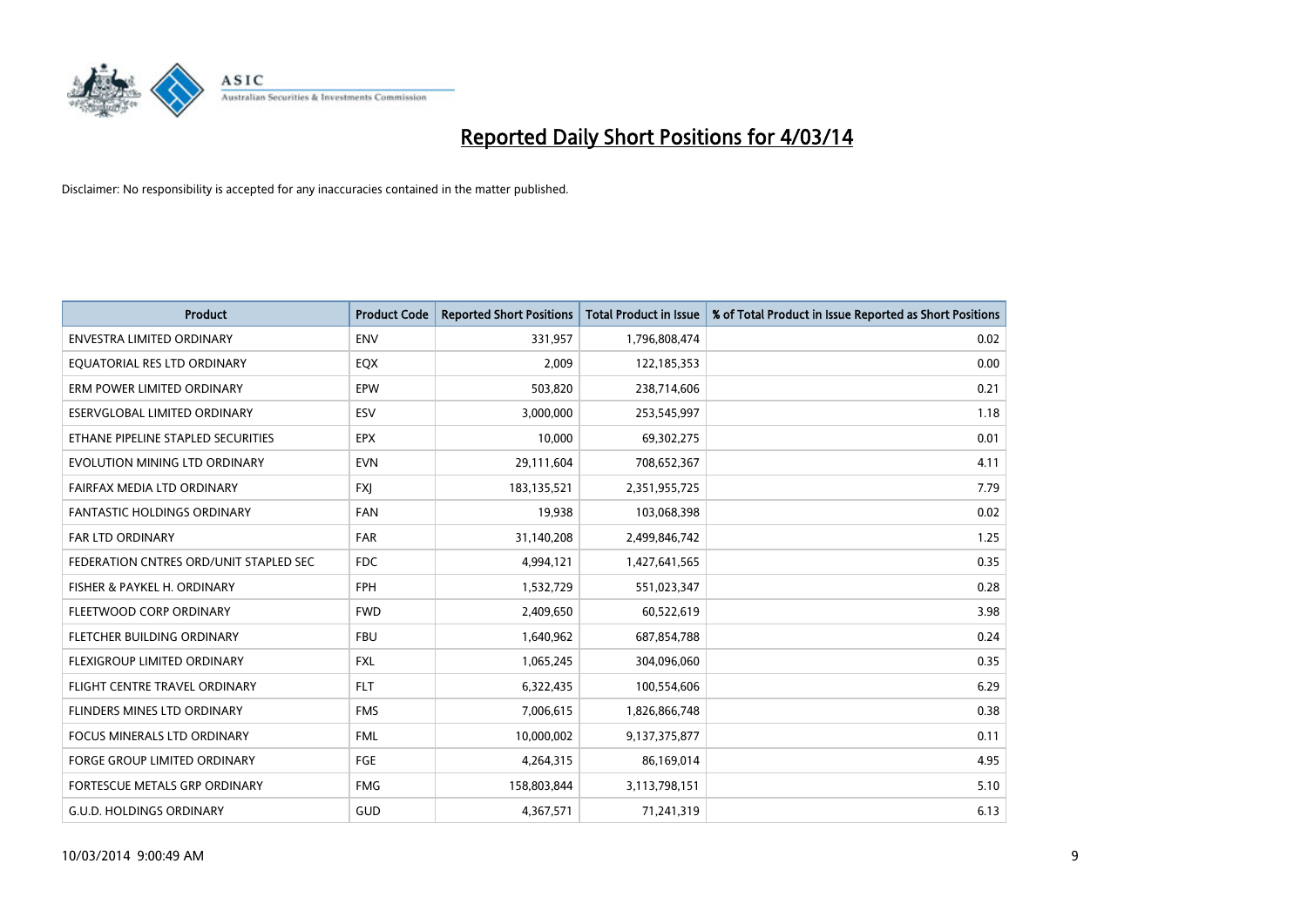# Reported Daily Short Positions for 4/03/14

Disclaimer: No responsibility is accepted for any inaccuracies contained in the matter published.

| Product | Product Code | Reported Short Positions | Total Product in Issue | % of Total Product in Issue Reported as Short Positions |
| --- | --- | --- | --- | --- |
| ENVESTRA LIMITED ORDINARY | ENV | 331,957 | 1,796,808,474 | 0.02 |
| EQUATORIAL RES LTD ORDINARY | EQX | 2,009 | 122,185,353 | 0.00 |
| ERM POWER LIMITED ORDINARY | EPW | 503,820 | 238,714,606 | 0.21 |
| ESERVGLOBAL LIMITED ORDINARY | ESV | 3,000,000 | 253,545,997 | 1.18 |
| ETHANE PIPELINE STAPLED SECURITIES | EPX | 10,000 | 69,302,275 | 0.01 |
| EVOLUTION MINING LTD ORDINARY | EVN | 29,111,604 | 708,652,367 | 4.11 |
| FAIRFAX MEDIA LTD ORDINARY | FXJ | 183,135,521 | 2,351,955,725 | 7.79 |
| FANTASTIC HOLDINGS ORDINARY | FAN | 19,938 | 103,068,398 | 0.02 |
| FAR LTD ORDINARY | FAR | 31,140,208 | 2,499,846,742 | 1.25 |
| FEDERATION CNTRES ORD/UNIT STAPLED SEC | FDC | 4,994,121 | 1,427,641,565 | 0.35 |
| FISHER & PAYKEL H. ORDINARY | FPH | 1,532,729 | 551,023,347 | 0.28 |
| FLEETWOOD CORP ORDINARY | FWD | 2,409,650 | 60,522,619 | 3.98 |
| FLETCHER BUILDING ORDINARY | FBU | 1,640,962 | 687,854,788 | 0.24 |
| FLEXIGROUP LIMITED ORDINARY | FXL | 1,065,245 | 304,096,060 | 0.35 |
| FLIGHT CENTRE TRAVEL ORDINARY | FLT | 6,322,435 | 100,554,606 | 6.29 |
| FLINDERS MINES LTD ORDINARY | FMS | 7,006,615 | 1,826,866,748 | 0.38 |
| FOCUS MINERALS LTD ORDINARY | FML | 10,000,002 | 9,137,375,877 | 0.11 |
| FORGE GROUP LIMITED ORDINARY | FGE | 4,264,315 | 86,169,014 | 4.95 |
| FORTESCUE METALS GRP ORDINARY | FMG | 158,803,844 | 3,113,798,151 | 5.10 |
| G.U.D. HOLDINGS ORDINARY | GUD | 4,367,571 | 71,241,319 | 6.13 |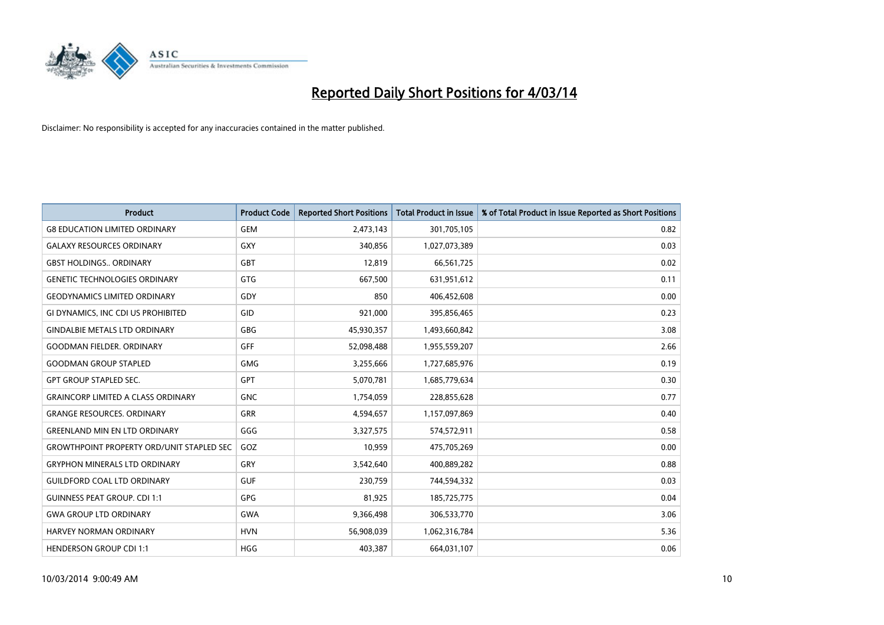# Reported Daily Short Positions for 4/03/14

Disclaimer: No responsibility is accepted for any inaccuracies contained in the matter published.

| Product | Product Code | Reported Short Positions | Total Product in Issue | % of Total Product in Issue Reported as Short Positions |
|---|---|---|---|---|
| G8 EDUCATION LIMITED ORDINARY | GEM | 2,473,143 | 301,705,105 | 0.82 |
| GALAXY RESOURCES ORDINARY | GXY | 340,856 | 1,027,073,389 | 0.03 |
| GBST HOLDINGS.. ORDINARY | GBT | 12,819 | 66,561,725 | 0.02 |
| GENETIC TECHNOLOGIES ORDINARY | GTG | 667,500 | 631,951,612 | 0.11 |
| GEODYNAMICS LIMITED ORDINARY | GDY | 850 | 406,452,608 | 0.00 |
| GI DYNAMICS, INC CDI US PROHIBITED | GID | 921,000 | 395,856,465 | 0.23 |
| GINDALBIE METALS LTD ORDINARY | GBG | 45,930,357 | 1,493,660,842 | 3.08 |
| GOODMAN FIELDER. ORDINARY | GFF | 52,098,488 | 1,955,559,207 | 2.66 |
| GOODMAN GROUP STAPLED | GMG | 3,255,666 | 1,727,685,976 | 0.19 |
| GPT GROUP STAPLED SEC. | GPT | 5,070,781 | 1,685,779,634 | 0.30 |
| GRAINCORP LIMITED A CLASS ORDINARY | GNC | 1,754,059 | 228,855,628 | 0.77 |
| GRANGE RESOURCES. ORDINARY | GRR | 4,594,657 | 1,157,097,869 | 0.40 |
| GREENLAND MIN EN LTD ORDINARY | GGG | 3,327,575 | 574,572,911 | 0.58 |
| GROWTHPOINT PROPERTY ORD/UNIT STAPLED SEC | GOZ | 10,959 | 475,705,269 | 0.00 |
| GRYPHON MINERALS LTD ORDINARY | GRY | 3,542,640 | 400,889,282 | 0.88 |
| GUILDFORD COAL LTD ORDINARY | GUF | 230,759 | 744,594,332 | 0.03 |
| GUINNESS PEAT GROUP. CDI 1:1 | GPG | 81,925 | 185,725,775 | 0.04 |
| GWA GROUP LTD ORDINARY | GWA | 9,366,498 | 306,533,770 | 3.06 |
| HARVEY NORMAN ORDINARY | HVN | 56,908,039 | 1,062,316,784 | 5.36 |
| HENDERSON GROUP CDI 1:1 | HGG | 403,387 | 664,031,107 | 0.06 |

10/03/2014 9:00:49 AM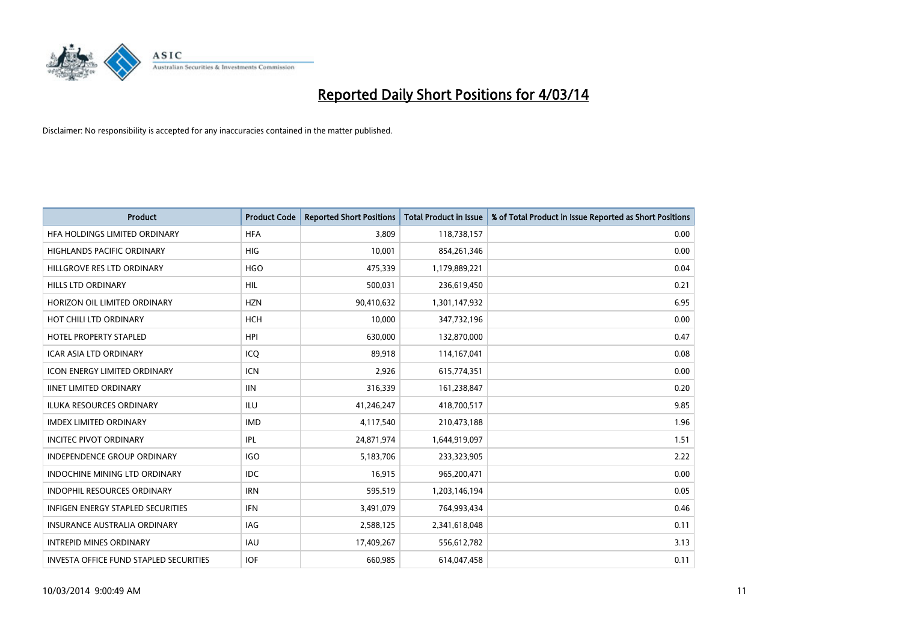# Reported Daily Short Positions for 4/03/14

Disclaimer: No responsibility is accepted for any inaccuracies contained in the matter published.

| Product | Product Code | Reported Short Positions | Total Product in Issue | % of Total Product in Issue Reported as Short Positions |
|---|---|---|---|---|
| HFA HOLDINGS LIMITED ORDINARY | HFA | 3,809 | 118,738,157 | 0.00 |
| HIGHLANDS PACIFIC ORDINARY | HIG | 10,001 | 854,261,346 | 0.00 |
| HILLGROVE RES LTD ORDINARY | HGO | 475,339 | 1,179,889,221 | 0.04 |
| HILLS LTD ORDINARY | HIL | 500,031 | 236,619,450 | 0.21 |
| HORIZON OIL LIMITED ORDINARY | HZN | 90,410,632 | 1,301,147,932 | 6.95 |
| HOT CHILI LTD ORDINARY | HCH | 10,000 | 347,732,196 | 0.00 |
| HOTEL PROPERTY STAPLED | HPI | 630,000 | 132,870,000 | 0.47 |
| ICAR ASIA LTD ORDINARY | ICQ | 89,918 | 114,167,041 | 0.08 |
| ICON ENERGY LIMITED ORDINARY | ICN | 2,926 | 615,774,351 | 0.00 |
| IINET LIMITED ORDINARY | IIN | 316,339 | 161,238,847 | 0.20 |
| ILUKA RESOURCES ORDINARY | ILU | 41,246,247 | 418,700,517 | 9.85 |
| IMDEX LIMITED ORDINARY | IMD | 4,117,540 | 210,473,188 | 1.96 |
| INCITEC PIVOT ORDINARY | IPL | 24,871,974 | 1,644,919,097 | 1.51 |
| INDEPENDENCE GROUP ORDINARY | IGO | 5,183,706 | 233,323,905 | 2.22 |
| INDOCHINE MINING LTD ORDINARY | IDC | 16,915 | 965,200,471 | 0.00 |
| INDOPHIL RESOURCES ORDINARY | IRN | 595,519 | 1,203,146,194 | 0.05 |
| INFIGEN ENERGY STAPLED SECURITIES | IFN | 3,491,079 | 764,993,434 | 0.46 |
| INSURANCE AUSTRALIA ORDINARY | IAG | 2,588,125 | 2,341,618,048 | 0.11 |
| INTREPID MINES ORDINARY | IAU | 17,409,267 | 556,612,782 | 3.13 |
| INVESTA OFFICE FUND STAPLED SECURITIES | IOF | 660,985 | 614,047,458 | 0.11 |

10/03/2014 9:00:49 AM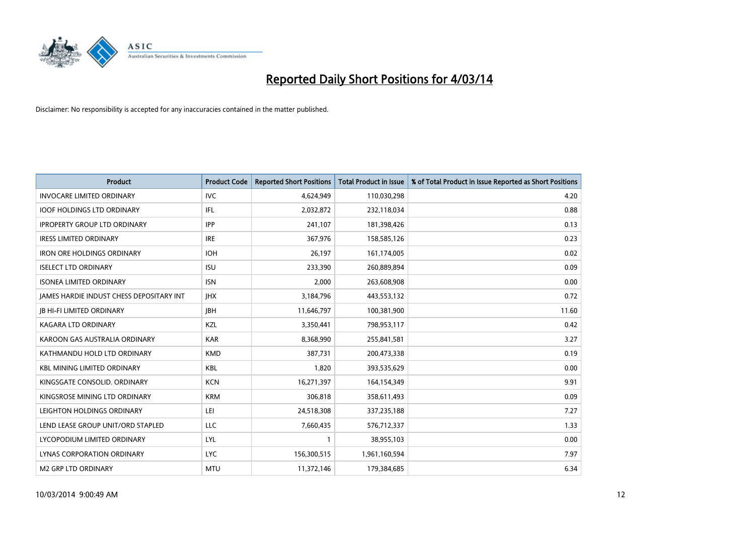# Reported Daily Short Positions for 4/03/14

Disclaimer: No responsibility is accepted for any inaccuracies contained in the matter published.

| Product | Product Code | Reported Short Positions | Total Product in Issue | % of Total Product in Issue Reported as Short Positions |
| --- | --- | --- | --- | --- |
| INVOCARE LIMITED ORDINARY | IVC | 4,624,949 | 110,030,298 | 4.20 |
| IOOF HOLDINGS LTD ORDINARY | IFL | 2,032,872 | 232,118,034 | 0.88 |
| IPROPERTY GROUP LTD ORDINARY | IPP | 241,107 | 181,398,426 | 0.13 |
| IRESS LIMITED ORDINARY | IRE | 367,976 | 158,585,126 | 0.23 |
| IRON ORE HOLDINGS ORDINARY | IOH | 26,197 | 161,174,005 | 0.02 |
| ISELECT LTD ORDINARY | ISU | 233,390 | 260,889,894 | 0.09 |
| ISONEA LIMITED ORDINARY | ISN | 2,000 | 263,608,908 | 0.00 |
| JAMES HARDIE INDUST CHESS DEPOSITARY INT | JHX | 3,184,796 | 443,553,132 | 0.72 |
| JB HI-FI LIMITED ORDINARY | JBH | 11,646,797 | 100,381,900 | 11.60 |
| KAGARA LTD ORDINARY | KZL | 3,350,441 | 798,953,117 | 0.42 |
| KAROON GAS AUSTRALIA ORDINARY | KAR | 8,368,990 | 255,841,581 | 3.27 |
| KATHMANDU HOLD LTD ORDINARY | KMD | 387,731 | 200,473,338 | 0.19 |
| KBL MINING LIMITED ORDINARY | KBL | 1,820 | 393,535,629 | 0.00 |
| KINGSGATE CONSOLID. ORDINARY | KCN | 16,271,397 | 164,154,349 | 9.91 |
| KINGSROSE MINING LTD ORDINARY | KRM | 306,818 | 358,611,493 | 0.09 |
| LEIGHTON HOLDINGS ORDINARY | LEI | 24,518,308 | 337,235,188 | 7.27 |
| LEND LEASE GROUP UNIT/ORD STAPLED | LLC | 7,660,435 | 576,712,337 | 1.33 |
| LYCOPODIUM LIMITED ORDINARY | LYL | 1 | 38,955,103 | 0.00 |
| LYNAS CORPORATION ORDINARY | LYC | 156,300,515 | 1,961,160,594 | 7.97 |
| M2 GRP LTD ORDINARY | MTU | 11,372,146 | 179,384,685 | 6.34 |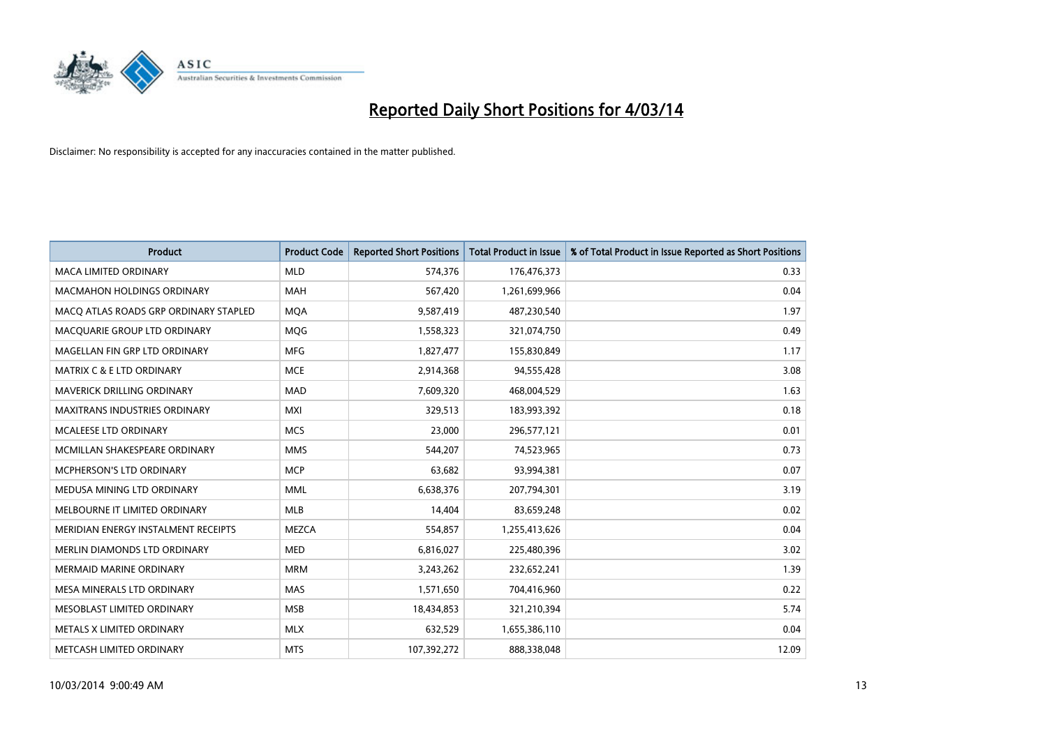# Reported Daily Short Positions for 4/03/14

Disclaimer: No responsibility is accepted for any inaccuracies contained in the matter published.

| Product | Product Code | Reported Short Positions | Total Product in Issue | % of Total Product in Issue Reported as Short Positions |
|---|---|---|---|---|
| MACA LIMITED ORDINARY | MLD | 574,376 | 176,476,373 | 0.33 |
| MACMAHON HOLDINGS ORDINARY | MAH | 567,420 | 1,261,699,966 | 0.04 |
| MACQ ATLAS ROADS GRP ORDINARY STAPLED | MQA | 9,587,419 | 487,230,540 | 1.97 |
| MACQUARIE GROUP LTD ORDINARY | MQG | 1,558,323 | 321,074,750 | 0.49 |
| MAGELLAN FIN GRP LTD ORDINARY | MFG | 1,827,477 | 155,830,849 | 1.17 |
| MATRIX C & E LTD ORDINARY | MCE | 2,914,368 | 94,555,428 | 3.08 |
| MAVERICK DRILLING ORDINARY | MAD | 7,609,320 | 468,004,529 | 1.63 |
| MAXITRANS INDUSTRIES ORDINARY | MXI | 329,513 | 183,993,392 | 0.18 |
| MCALEESE LTD ORDINARY | MCS | 23,000 | 296,577,121 | 0.01 |
| MCMILLAN SHAKESPEARE ORDINARY | MMS | 544,207 | 74,523,965 | 0.73 |
| MCPHERSON'S LTD ORDINARY | MCP | 63,682 | 93,994,381 | 0.07 |
| MEDUSA MINING LTD ORDINARY | MML | 6,638,376 | 207,794,301 | 3.19 |
| MELBOURNE IT LIMITED ORDINARY | MLB | 14,404 | 83,659,248 | 0.02 |
| MERIDIAN ENERGY INSTALMENT RECEIPTS | MEZCA | 554,857 | 1,255,413,626 | 0.04 |
| MERLIN DIAMONDS LTD ORDINARY | MED | 6,816,027 | 225,480,396 | 3.02 |
| MERMAID MARINE ORDINARY | MRM | 3,243,262 | 232,652,241 | 1.39 |
| MESA MINERALS LTD ORDINARY | MAS | 1,571,650 | 704,416,960 | 0.22 |
| MESOBLAST LIMITED ORDINARY | MSB | 18,434,853 | 321,210,394 | 5.74 |
| METALS X LIMITED ORDINARY | MLX | 632,529 | 1,655,386,110 | 0.04 |
| METCASH LIMITED ORDINARY | MTS | 107,392,272 | 888,338,048 | 12.09 |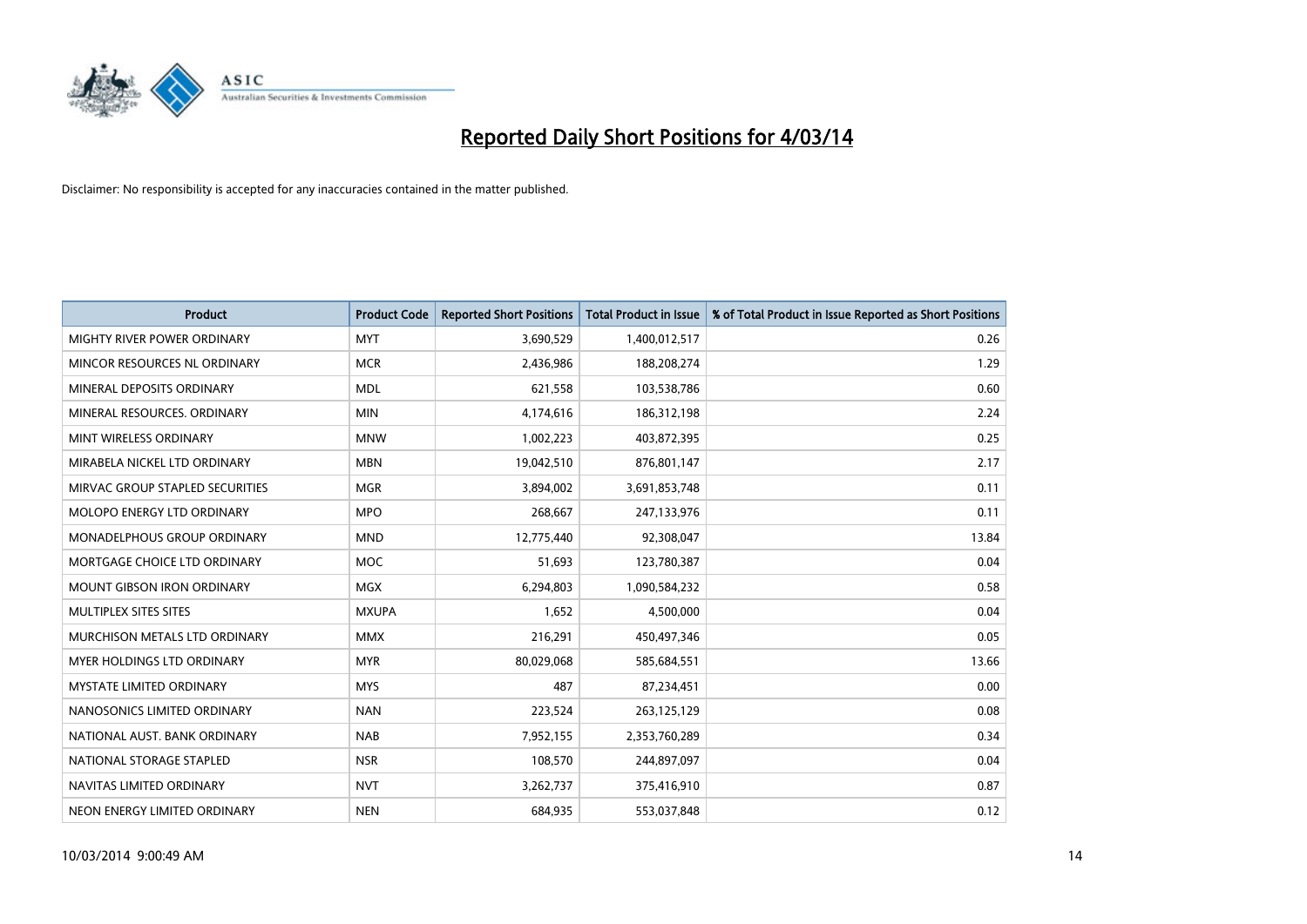# Reported Daily Short Positions for 4/03/14

Disclaimer: No responsibility is accepted for any inaccuracies contained in the matter published.

| Product | Product Code | Reported Short Positions | Total Product in Issue | % of Total Product in Issue Reported as Short Positions |
|---|---|---|---|---|
| MIGHTY RIVER POWER ORDINARY | MYT | 3,690,529 | 1,400,012,517 | 0.26 |
| MINCOR RESOURCES NL ORDINARY | MCR | 2,436,986 | 188,208,274 | 1.29 |
| MINERAL DEPOSITS ORDINARY | MDL | 621,558 | 103,538,786 | 0.60 |
| MINERAL RESOURCES. ORDINARY | MIN | 4,174,616 | 186,312,198 | 2.24 |
| MINT WIRELESS ORDINARY | MNW | 1,002,223 | 403,872,395 | 0.25 |
| MIRABELA NICKEL LTD ORDINARY | MBN | 19,042,510 | 876,801,147 | 2.17 |
| MIRVAC GROUP STAPLED SECURITIES | MGR | 3,894,002 | 3,691,853,748 | 0.11 |
| MOLOPO ENERGY LTD ORDINARY | MPO | 268,667 | 247,133,976 | 0.11 |
| MONADELPHOUS GROUP ORDINARY | MND | 12,775,440 | 92,308,047 | 13.84 |
| MORTGAGE CHOICE LTD ORDINARY | MOC | 51,693 | 123,780,387 | 0.04 |
| MOUNT GIBSON IRON ORDINARY | MGX | 6,294,803 | 1,090,584,232 | 0.58 |
| MULTIPLEX SITES SITES | MXUPA | 1,652 | 4,500,000 | 0.04 |
| MURCHISON METALS LTD ORDINARY | MMX | 216,291 | 450,497,346 | 0.05 |
| MYER HOLDINGS LTD ORDINARY | MYR | 80,029,068 | 585,684,551 | 13.66 |
| MYSTATE LIMITED ORDINARY | MYS | 487 | 87,234,451 | 0.00 |
| NANOSONICS LIMITED ORDINARY | NAN | 223,524 | 263,125,129 | 0.08 |
| NATIONAL AUST. BANK ORDINARY | NAB | 7,952,155 | 2,353,760,289 | 0.34 |
| NATIONAL STORAGE STAPLED | NSR | 108,570 | 244,897,097 | 0.04 |
| NAVITAS LIMITED ORDINARY | NVT | 3,262,737 | 375,416,910 | 0.87 |
| NEON ENERGY LIMITED ORDINARY | NEN | 684,935 | 553,037,848 | 0.12 |

10/03/2014 9:00:49 AM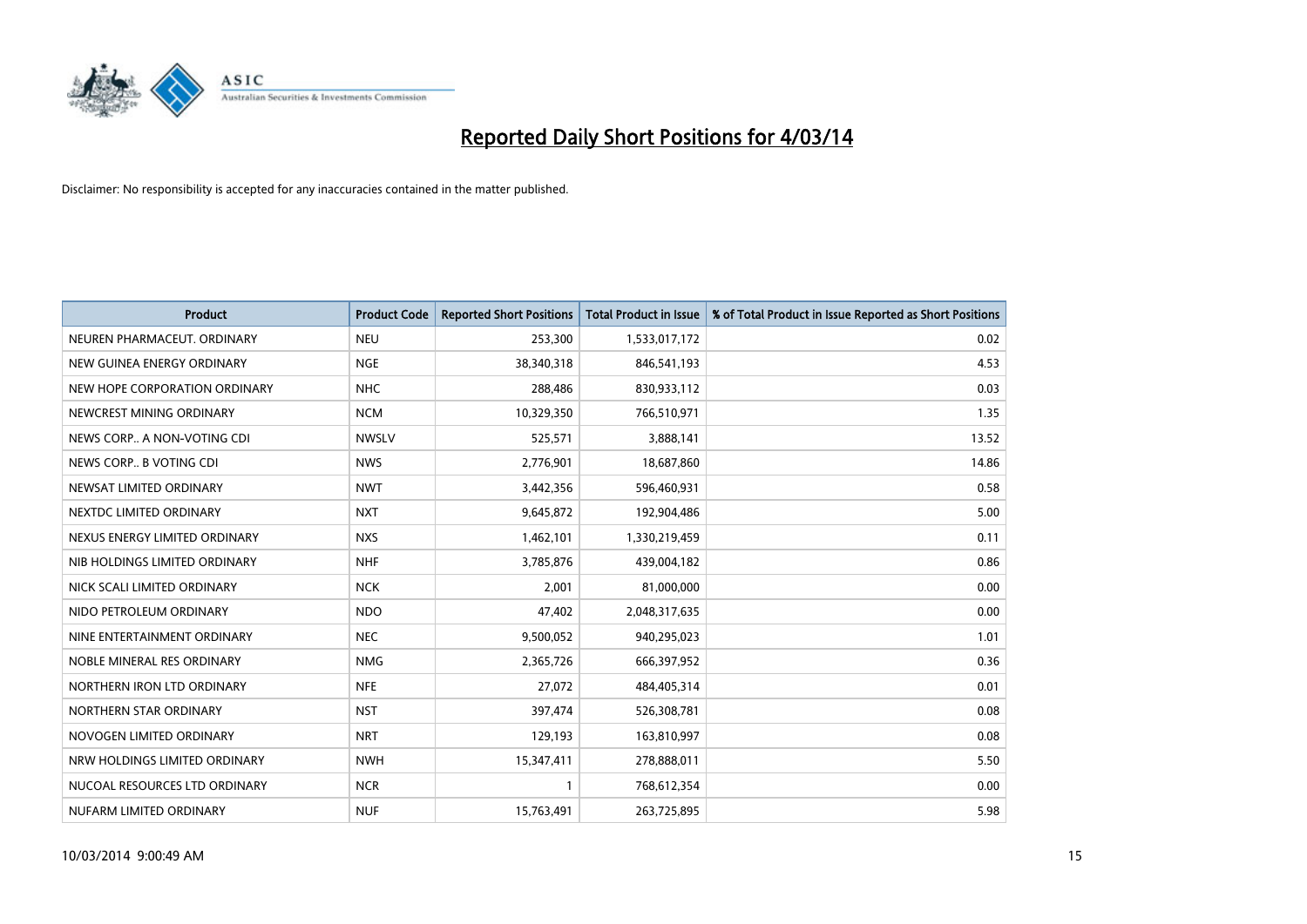# Reported Daily Short Positions for 4/03/14

Disclaimer: No responsibility is accepted for any inaccuracies contained in the matter published.

| Product | Product Code | Reported Short Positions | Total Product in Issue | % of Total Product in Issue Reported as Short Positions |
|---|---|---|---|---|
| NEUREN PHARMACEUT. ORDINARY | NEU | 253,300 | 1,533,017,172 | 0.02 |
| NEW GUINEA ENERGY ORDINARY | NGE | 38,340,318 | 846,541,193 | 4.53 |
| NEW HOPE CORPORATION ORDINARY | NHC | 288,486 | 830,933,112 | 0.03 |
| NEWCREST MINING ORDINARY | NCM | 10,329,350 | 766,510,971 | 1.35 |
| NEWS CORP.. A NON-VOTING CDI | NWSLV | 525,571 | 3,888,141 | 13.52 |
| NEWS CORP.. B VOTING CDI | NWS | 2,776,901 | 18,687,860 | 14.86 |
| NEWSAT LIMITED ORDINARY | NWT | 3,442,356 | 596,460,931 | 0.58 |
| NEXTDC LIMITED ORDINARY | NXT | 9,645,872 | 192,904,486 | 5.00 |
| NEXUS ENERGY LIMITED ORDINARY | NXS | 1,462,101 | 1,330,219,459 | 0.11 |
| NIB HOLDINGS LIMITED ORDINARY | NHF | 3,785,876 | 439,004,182 | 0.86 |
| NICK SCALI LIMITED ORDINARY | NCK | 2,001 | 81,000,000 | 0.00 |
| NIDO PETROLEUM ORDINARY | NDO | 47,402 | 2,048,317,635 | 0.00 |
| NINE ENTERTAINMENT ORDINARY | NEC | 9,500,052 | 940,295,023 | 1.01 |
| NOBLE MINERAL RES ORDINARY | NMG | 2,365,726 | 666,397,952 | 0.36 |
| NORTHERN IRON LTD ORDINARY | NFE | 27,072 | 484,405,314 | 0.01 |
| NORTHERN STAR ORDINARY | NST | 397,474 | 526,308,781 | 0.08 |
| NOVOGEN LIMITED ORDINARY | NRT | 129,193 | 163,810,997 | 0.08 |
| NRW HOLDINGS LIMITED ORDINARY | NWH | 15,347,411 | 278,888,011 | 5.50 |
| NUCOAL RESOURCES LTD ORDINARY | NCR | 1 | 768,612,354 | 0.00 |
| NUFARM LIMITED ORDINARY | NUF | 15,763,491 | 263,725,895 | 5.98 |

10/03/2014 9:00:49 AM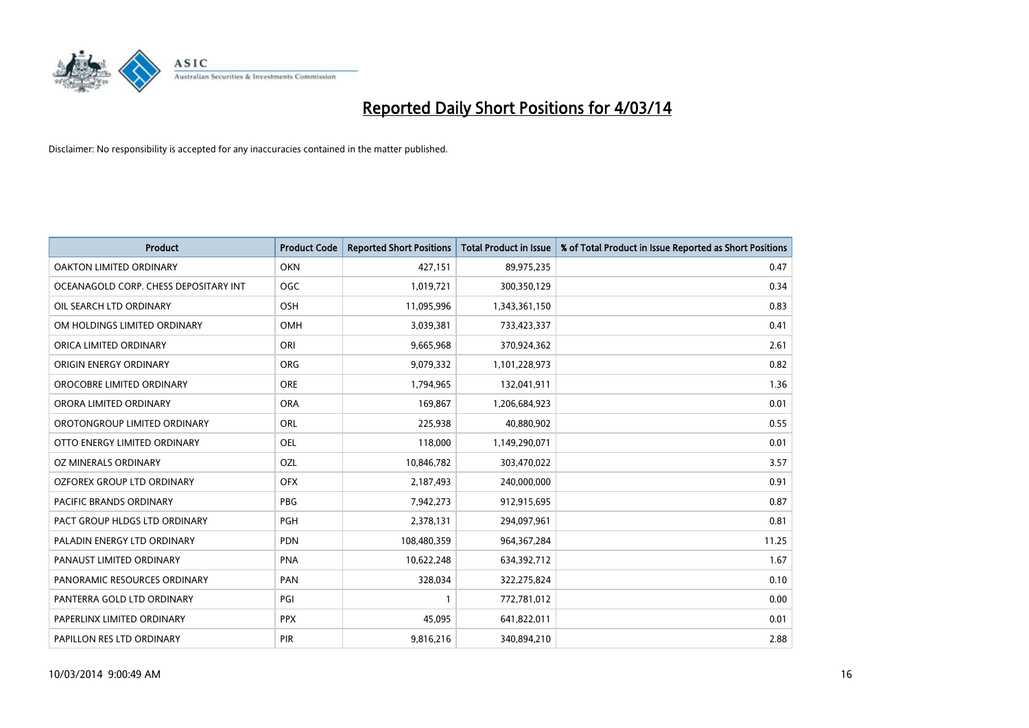# Reported Daily Short Positions for 4/03/14

Disclaimer: No responsibility is accepted for any inaccuracies contained in the matter published.

| Product | Product Code | Reported Short Positions | Total Product in Issue | % of Total Product in Issue Reported as Short Positions |
|---|---|---|---|---|
| OAKTON LIMITED ORDINARY | OKN | 427,151 | 89,975,235 | 0.47 |
| OCEANAGOLD CORP. CHESS DEPOSITARY INT | OGC | 1,019,721 | 300,350,129 | 0.34 |
| OIL SEARCH LTD ORDINARY | OSH | 11,095,996 | 1,343,361,150 | 0.83 |
| OM HOLDINGS LIMITED ORDINARY | OMH | 3,039,381 | 733,423,337 | 0.41 |
| ORICA LIMITED ORDINARY | ORI | 9,665,968 | 370,924,362 | 2.61 |
| ORIGIN ENERGY ORDINARY | ORG | 9,079,332 | 1,101,228,973 | 0.82 |
| OROCOBRE LIMITED ORDINARY | ORE | 1,794,965 | 132,041,911 | 1.36 |
| ORORA LIMITED ORDINARY | ORA | 169,867 | 1,206,684,923 | 0.01 |
| OROTONGROUP LIMITED ORDINARY | ORL | 225,938 | 40,880,902 | 0.55 |
| OTTO ENERGY LIMITED ORDINARY | OEL | 118,000 | 1,149,290,071 | 0.01 |
| OZ MINERALS ORDINARY | OZL | 10,846,782 | 303,470,022 | 3.57 |
| OZFOREX GROUP LTD ORDINARY | OFX | 2,187,493 | 240,000,000 | 0.91 |
| PACIFIC BRANDS ORDINARY | PBG | 7,942,273 | 912,915,695 | 0.87 |
| PACT GROUP HLDGS LTD ORDINARY | PGH | 2,378,131 | 294,097,961 | 0.81 |
| PALADIN ENERGY LTD ORDINARY | PDN | 108,480,359 | 964,367,284 | 11.25 |
| PANAUST LIMITED ORDINARY | PNA | 10,622,248 | 634,392,712 | 1.67 |
| PANORAMIC RESOURCES ORDINARY | PAN | 328,034 | 322,275,824 | 0.10 |
| PANTERRA GOLD LTD ORDINARY | PGI | 1 | 772,781,012 | 0.00 |
| PAPERLINX LIMITED ORDINARY | PPX | 45,095 | 641,822,011 | 0.01 |
| PAPILLON RES LTD ORDINARY | PIR | 9,816,216 | 340,894,210 | 2.88 |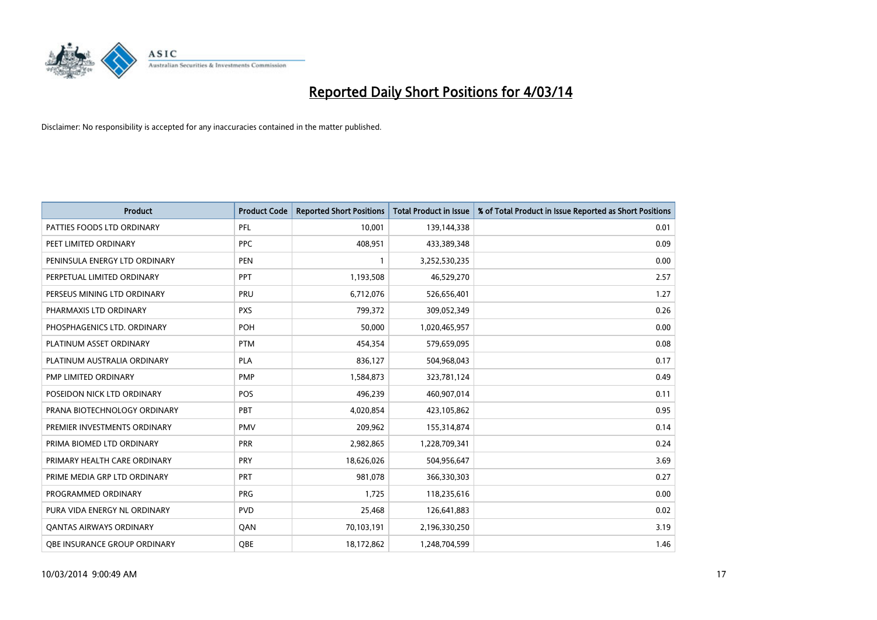# Reported Daily Short Positions for 4/03/14

Disclaimer: No responsibility is accepted for any inaccuracies contained in the matter published.

| Product | Product Code | Reported Short Positions | Total Product in Issue | % of Total Product in Issue Reported as Short Positions |
|---|---|---|---|---|
| PATTIES FOODS LTD ORDINARY | PFL | 10,001 | 139,144,338 | 0.01 |
| PEET LIMITED ORDINARY | PPC | 408,951 | 433,389,348 | 0.09 |
| PENINSULA ENERGY LTD ORDINARY | PEN | 1 | 3,252,530,235 | 0.00 |
| PERPETUAL LIMITED ORDINARY | PPT | 1,193,508 | 46,529,270 | 2.57 |
| PERSEUS MINING LTD ORDINARY | PRU | 6,712,076 | 526,656,401 | 1.27 |
| PHARMAXIS LTD ORDINARY | PXS | 799,372 | 309,052,349 | 0.26 |
| PHOSPHAGENICS LTD. ORDINARY | POH | 50,000 | 1,020,465,957 | 0.00 |
| PLATINUM ASSET ORDINARY | PTM | 454,354 | 579,659,095 | 0.08 |
| PLATINUM AUSTRALIA ORDINARY | PLA | 836,127 | 504,968,043 | 0.17 |
| PMP LIMITED ORDINARY | PMP | 1,584,873 | 323,781,124 | 0.49 |
| POSEIDON NICK LTD ORDINARY | POS | 496,239 | 460,907,014 | 0.11 |
| PRANA BIOTECHNOLOGY ORDINARY | PBT | 4,020,854 | 423,105,862 | 0.95 |
| PREMIER INVESTMENTS ORDINARY | PMV | 209,962 | 155,314,874 | 0.14 |
| PRIMA BIOMED LTD ORDINARY | PRR | 2,982,865 | 1,228,709,341 | 0.24 |
| PRIMARY HEALTH CARE ORDINARY | PRY | 18,626,026 | 504,956,647 | 3.69 |
| PRIME MEDIA GRP LTD ORDINARY | PRT | 981,078 | 366,330,303 | 0.27 |
| PROGRAMMED ORDINARY | PRG | 1,725 | 118,235,616 | 0.00 |
| PURA VIDA ENERGY NL ORDINARY | PVD | 25,468 | 126,641,883 | 0.02 |
| QANTAS AIRWAYS ORDINARY | QAN | 70,103,191 | 2,196,330,250 | 3.19 |
| QBE INSURANCE GROUP ORDINARY | QBE | 18,172,862 | 1,248,704,599 | 1.46 |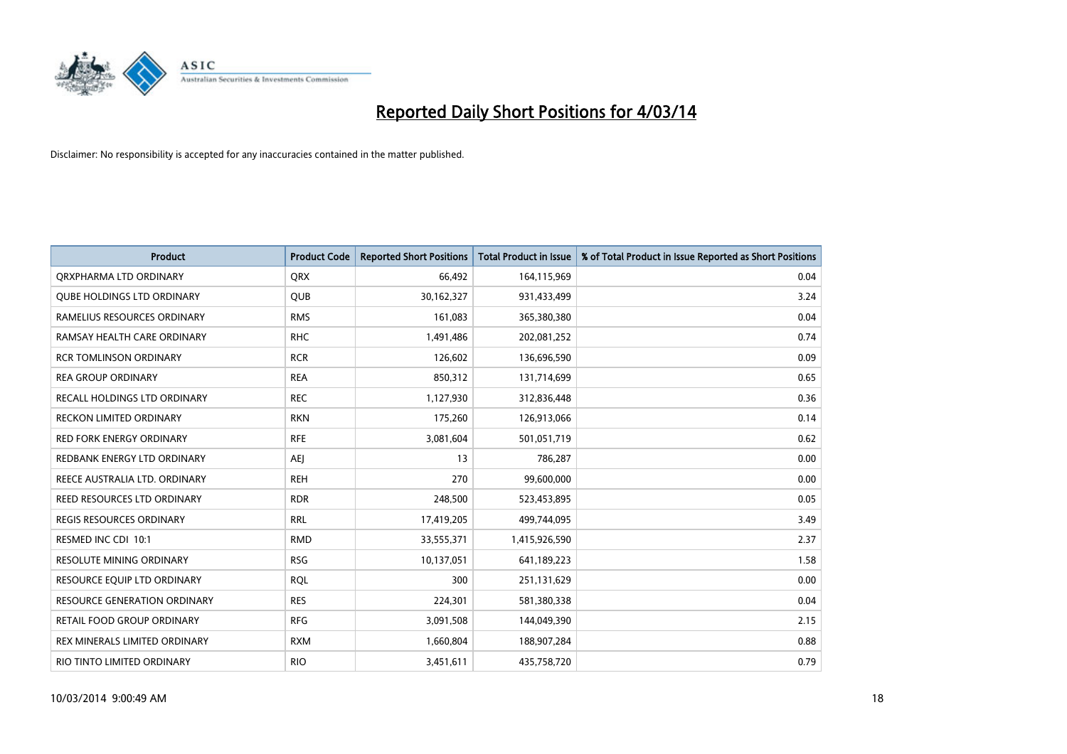# Reported Daily Short Positions for 4/03/14

Disclaimer: No responsibility is accepted for any inaccuracies contained in the matter published.

| Product | Product Code | Reported Short Positions | Total Product in Issue | % of Total Product in Issue Reported as Short Positions |
|---|---|---|---|---|
| QRXPHARMA LTD ORDINARY | QRX | 66,492 | 164,115,969 | 0.04 |
| QUBE HOLDINGS LTD ORDINARY | QUB | 30,162,327 | 931,433,499 | 3.24 |
| RAMELIUS RESOURCES ORDINARY | RMS | 161,083 | 365,380,380 | 0.04 |
| RAMSAY HEALTH CARE ORDINARY | RHC | 1,491,486 | 202,081,252 | 0.74 |
| RCR TOMLINSON ORDINARY | RCR | 126,602 | 136,696,590 | 0.09 |
| REA GROUP ORDINARY | REA | 850,312 | 131,714,699 | 0.65 |
| RECALL HOLDINGS LTD ORDINARY | REC | 1,127,930 | 312,836,448 | 0.36 |
| RECKON LIMITED ORDINARY | RKN | 175,260 | 126,913,066 | 0.14 |
| RED FORK ENERGY ORDINARY | RFE | 3,081,604 | 501,051,719 | 0.62 |
| REDBANK ENERGY LTD ORDINARY | AEJ | 13 | 786,287 | 0.00 |
| REECE AUSTRALIA LTD. ORDINARY | REH | 270 | 99,600,000 | 0.00 |
| REED RESOURCES LTD ORDINARY | RDR | 248,500 | 523,453,895 | 0.05 |
| REGIS RESOURCES ORDINARY | RRL | 17,419,205 | 499,744,095 | 3.49 |
| RESMED INC CDI 10:1 | RMD | 33,555,371 | 1,415,926,590 | 2.37 |
| RESOLUTE MINING ORDINARY | RSG | 10,137,051 | 641,189,223 | 1.58 |
| RESOURCE EQUIP LTD ORDINARY | RQL | 300 | 251,131,629 | 0.00 |
| RESOURCE GENERATION ORDINARY | RES | 224,301 | 581,380,338 | 0.04 |
| RETAIL FOOD GROUP ORDINARY | RFG | 3,091,508 | 144,049,390 | 2.15 |
| REX MINERALS LIMITED ORDINARY | RXM | 1,660,804 | 188,907,284 | 0.88 |
| RIO TINTO LIMITED ORDINARY | RIO | 3,451,611 | 435,758,720 | 0.79 |

10/03/2014 9:00:49 AM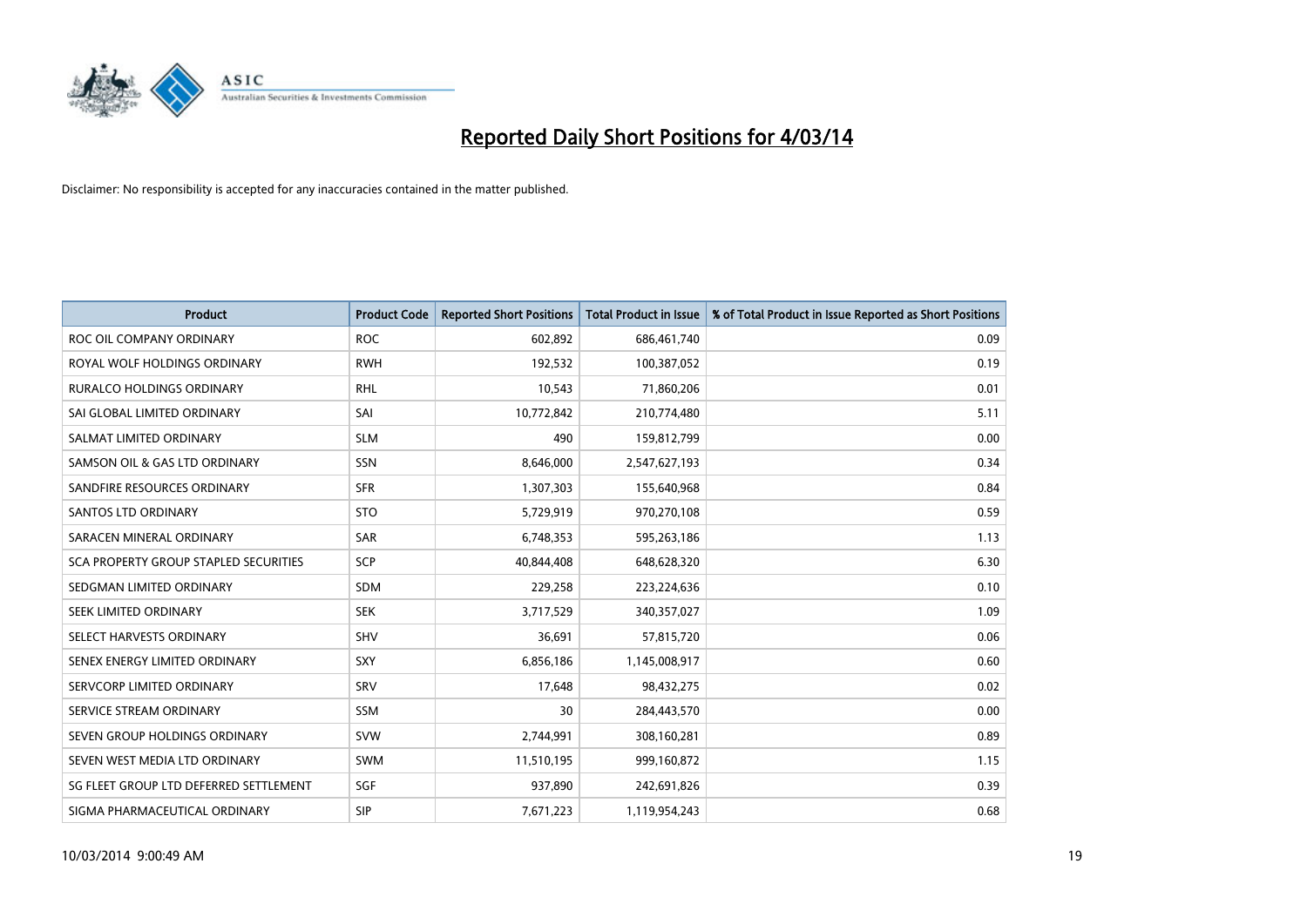# Reported Daily Short Positions for 4/03/14

Disclaimer: No responsibility is accepted for any inaccuracies contained in the matter published.

| Product | Product Code | Reported Short Positions | Total Product in Issue | % of Total Product in Issue Reported as Short Positions |
|---|---|---|---|---|
| ROC OIL COMPANY ORDINARY | ROC | 602,892 | 686,461,740 | 0.09 |
| ROYAL WOLF HOLDINGS ORDINARY | RWH | 192,532 | 100,387,052 | 0.19 |
| RURALCO HOLDINGS ORDINARY | RHL | 10,543 | 71,860,206 | 0.01 |
| SAI GLOBAL LIMITED ORDINARY | SAI | 10,772,842 | 210,774,480 | 5.11 |
| SALMAT LIMITED ORDINARY | SLM | 490 | 159,812,799 | 0.00 |
| SAMSON OIL & GAS LTD ORDINARY | SSN | 8,646,000 | 2,547,627,193 | 0.34 |
| SANDFIRE RESOURCES ORDINARY | SFR | 1,307,303 | 155,640,968 | 0.84 |
| SANTOS LTD ORDINARY | STO | 5,729,919 | 970,270,108 | 0.59 |
| SARACEN MINERAL ORDINARY | SAR | 6,748,353 | 595,263,186 | 1.13 |
| SCA PROPERTY GROUP STAPLED SECURITIES | SCP | 40,844,408 | 648,628,320 | 6.30 |
| SEDGMAN LIMITED ORDINARY | SDM | 229,258 | 223,224,636 | 0.10 |
| SEEK LIMITED ORDINARY | SEK | 3,717,529 | 340,357,027 | 1.09 |
| SELECT HARVESTS ORDINARY | SHV | 36,691 | 57,815,720 | 0.06 |
| SENEX ENERGY LIMITED ORDINARY | SXY | 6,856,186 | 1,145,008,917 | 0.60 |
| SERVCORP LIMITED ORDINARY | SRV | 17,648 | 98,432,275 | 0.02 |
| SERVICE STREAM ORDINARY | SSM | 30 | 284,443,570 | 0.00 |
| SEVEN GROUP HOLDINGS ORDINARY | SVW | 2,744,991 | 308,160,281 | 0.89 |
| SEVEN WEST MEDIA LTD ORDINARY | SWM | 11,510,195 | 999,160,872 | 1.15 |
| SG FLEET GROUP LTD DEFERRED SETTLEMENT | SGF | 937,890 | 242,691,826 | 0.39 |
| SIGMA PHARMACEUTICAL ORDINARY | SIP | 7,671,223 | 1,119,954,243 | 0.68 |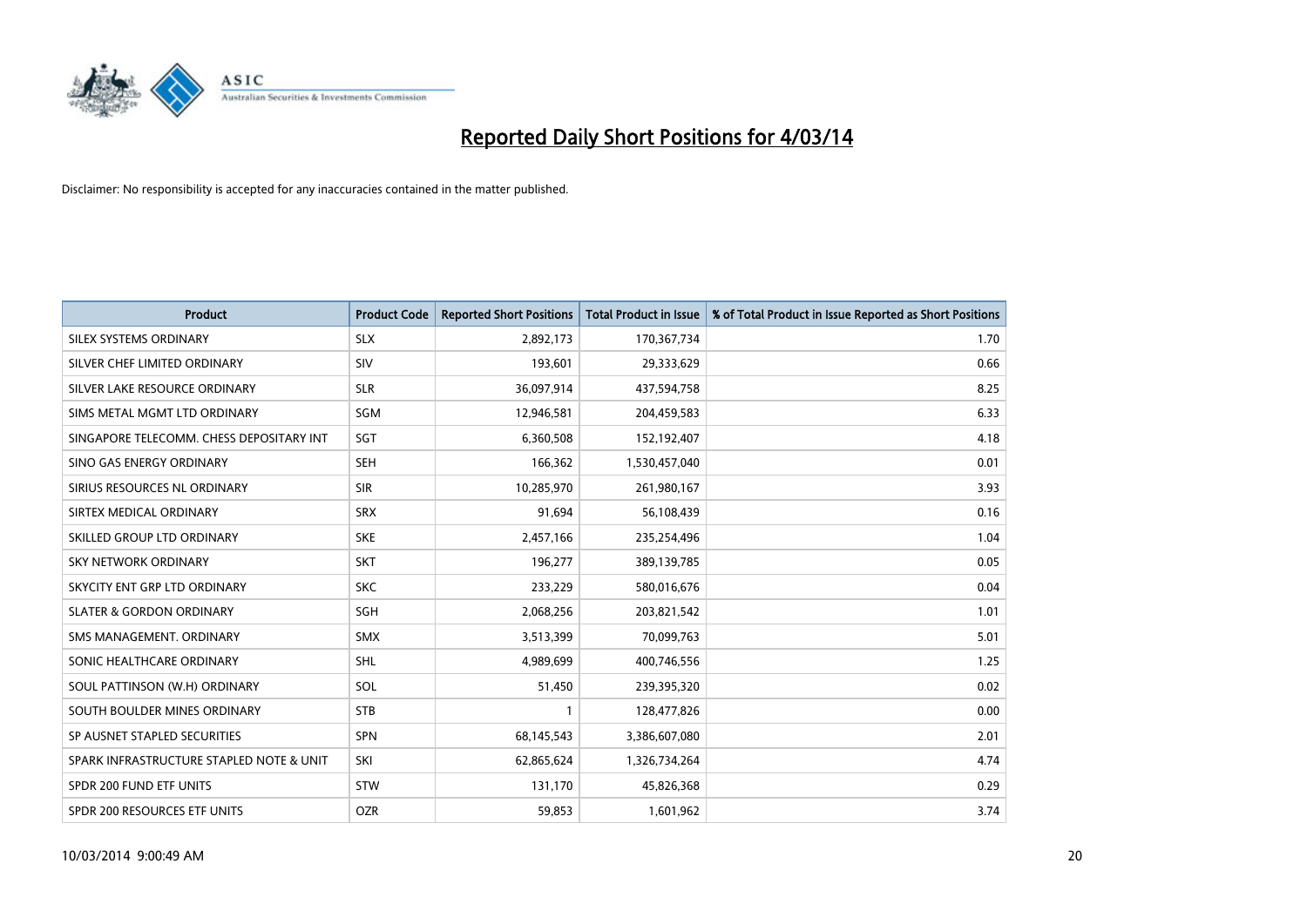# Reported Daily Short Positions for 4/03/14

Disclaimer: No responsibility is accepted for any inaccuracies contained in the matter published.

| Product | Product Code | Reported Short Positions | Total Product in Issue | % of Total Product in Issue Reported as Short Positions |
|---|---|---|---|---|
| SILEX SYSTEMS ORDINARY | SLX | 2,892,173 | 170,367,734 | 1.70 |
| SILVER CHEF LIMITED ORDINARY | SIV | 193,601 | 29,333,629 | 0.66 |
| SILVER LAKE RESOURCE ORDINARY | SLR | 36,097,914 | 437,594,758 | 8.25 |
| SIMS METAL MGMT LTD ORDINARY | SGM | 12,946,581 | 204,459,583 | 6.33 |
| SINGAPORE TELECOMM. CHESS DEPOSITARY INT | SGT | 6,360,508 | 152,192,407 | 4.18 |
| SINO GAS ENERGY ORDINARY | SEH | 166,362 | 1,530,457,040 | 0.01 |
| SIRIUS RESOURCES NL ORDINARY | SIR | 10,285,970 | 261,980,167 | 3.93 |
| SIRTEX MEDICAL ORDINARY | SRX | 91,694 | 56,108,439 | 0.16 |
| SKILLED GROUP LTD ORDINARY | SKE | 2,457,166 | 235,254,496 | 1.04 |
| SKY NETWORK ORDINARY | SKT | 196,277 | 389,139,785 | 0.05 |
| SKYCITY ENT GRP LTD ORDINARY | SKC | 233,229 | 580,016,676 | 0.04 |
| SLATER & GORDON ORDINARY | SGH | 2,068,256 | 203,821,542 | 1.01 |
| SMS MANAGEMENT. ORDINARY | SMX | 3,513,399 | 70,099,763 | 5.01 |
| SONIC HEALTHCARE ORDINARY | SHL | 4,989,699 | 400,746,556 | 1.25 |
| SOUL PATTINSON (W.H) ORDINARY | SOL | 51,450 | 239,395,320 | 0.02 |
| SOUTH BOULDER MINES ORDINARY | STB | 1 | 128,477,826 | 0.00 |
| SP AUSNET STAPLED SECURITIES | SPN | 68,145,543 | 3,386,607,080 | 2.01 |
| SPARK INFRASTRUCTURE STAPLED NOTE & UNIT | SKI | 62,865,624 | 1,326,734,264 | 4.74 |
| SPDR 200 FUND ETF UNITS | STW | 131,170 | 45,826,368 | 0.29 |
| SPDR 200 RESOURCES ETF UNITS | OZR | 59,853 | 1,601,962 | 3.74 |

10/03/2014 9:00:49 AM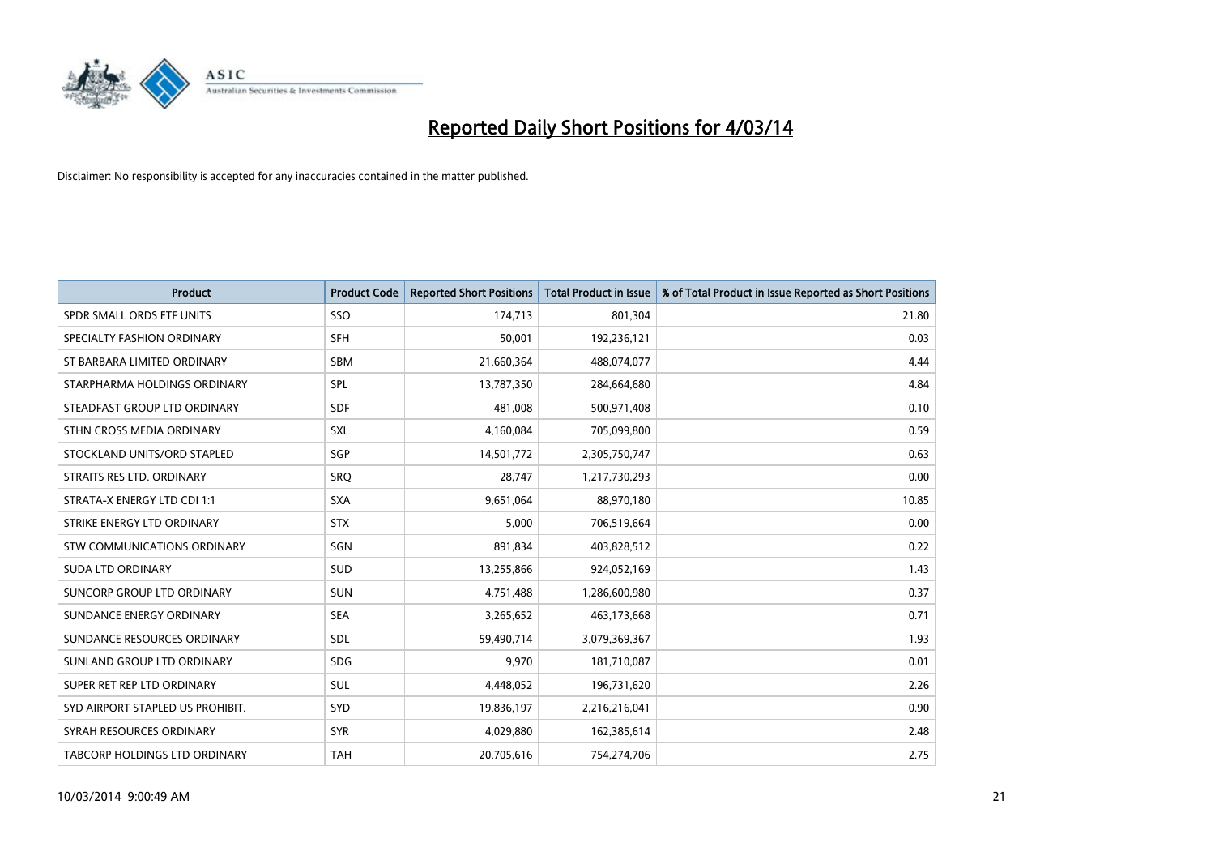# Reported Daily Short Positions for 4/03/14

Disclaimer: No responsibility is accepted for any inaccuracies contained in the matter published.

| Product | Product Code | Reported Short Positions | Total Product in Issue | % of Total Product in Issue Reported as Short Positions |
|---|---|---|---|---|
| SPDR SMALL ORDS ETF UNITS | SSO | 174,713 | 801,304 | 21.80 |
| SPECIALTY FASHION ORDINARY | SFH | 50,001 | 192,236,121 | 0.03 |
| ST BARBARA LIMITED ORDINARY | SBM | 21,660,364 | 488,074,077 | 4.44 |
| STARPHARMA HOLDINGS ORDINARY | SPL | 13,787,350 | 284,664,680 | 4.84 |
| STEADFAST GROUP LTD ORDINARY | SDF | 481,008 | 500,971,408 | 0.10 |
| STHN CROSS MEDIA ORDINARY | SXL | 4,160,084 | 705,099,800 | 0.59 |
| STOCKLAND UNITS/ORD STAPLED | SGP | 14,501,772 | 2,305,750,747 | 0.63 |
| STRAITS RES LTD. ORDINARY | SRQ | 28,747 | 1,217,730,293 | 0.00 |
| STRATA-X ENERGY LTD CDI 1:1 | SXA | 9,651,064 | 88,970,180 | 10.85 |
| STRIKE ENERGY LTD ORDINARY | STX | 5,000 | 706,519,664 | 0.00 |
| STW COMMUNICATIONS ORDINARY | SGN | 891,834 | 403,828,512 | 0.22 |
| SUDA LTD ORDINARY | SUD | 13,255,866 | 924,052,169 | 1.43 |
| SUNCORP GROUP LTD ORDINARY | SUN | 4,751,488 | 1,286,600,980 | 0.37 |
| SUNDANCE ENERGY ORDINARY | SEA | 3,265,652 | 463,173,668 | 0.71 |
| SUNDANCE RESOURCES ORDINARY | SDL | 59,490,714 | 3,079,369,367 | 1.93 |
| SUNLAND GROUP LTD ORDINARY | SDG | 9,970 | 181,710,087 | 0.01 |
| SUPER RET REP LTD ORDINARY | SUL | 4,448,052 | 196,731,620 | 2.26 |
| SYD AIRPORT STAPLED US PROHIBIT. | SYD | 19,836,197 | 2,216,216,041 | 0.90 |
| SYRAH RESOURCES ORDINARY | SYR | 4,029,880 | 162,385,614 | 2.48 |
| TABCORP HOLDINGS LTD ORDINARY | TAH | 20,705,616 | 754,274,706 | 2.75 |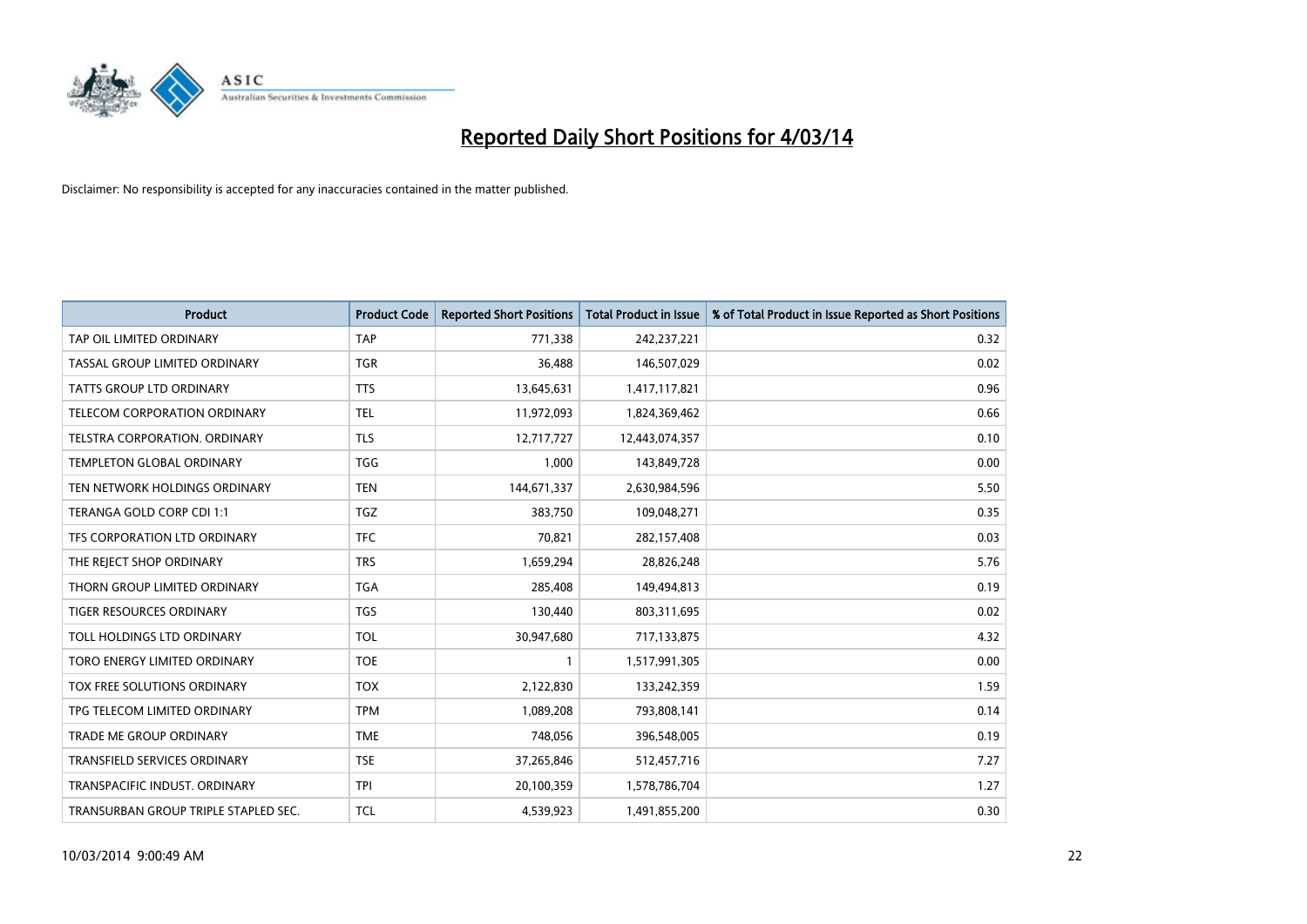# Reported Daily Short Positions for 4/03/14

Disclaimer: No responsibility is accepted for any inaccuracies contained in the matter published.

| Product | Product Code | Reported Short Positions | Total Product in Issue | % of Total Product in Issue Reported as Short Positions |
|---|---|---|---|---|
| TAP OIL LIMITED ORDINARY | TAP | 771,338 | 242,237,221 | 0.32 |
| TASSAL GROUP LIMITED ORDINARY | TGR | 36,488 | 146,507,029 | 0.02 |
| TATTS GROUP LTD ORDINARY | TTS | 13,645,631 | 1,417,117,821 | 0.96 |
| TELECOM CORPORATION ORDINARY | TEL | 11,972,093 | 1,824,369,462 | 0.66 |
| TELSTRA CORPORATION. ORDINARY | TLS | 12,717,727 | 12,443,074,357 | 0.10 |
| TEMPLETON GLOBAL ORDINARY | TGG | 1,000 | 143,849,728 | 0.00 |
| TEN NETWORK HOLDINGS ORDINARY | TEN | 144,671,337 | 2,630,984,596 | 5.50 |
| TERANGA GOLD CORP CDI 1:1 | TGZ | 383,750 | 109,048,271 | 0.35 |
| TFS CORPORATION LTD ORDINARY | TFC | 70,821 | 282,157,408 | 0.03 |
| THE REJECT SHOP ORDINARY | TRS | 1,659,294 | 28,826,248 | 5.76 |
| THORN GROUP LIMITED ORDINARY | TGA | 285,408 | 149,494,813 | 0.19 |
| TIGER RESOURCES ORDINARY | TGS | 130,440 | 803,311,695 | 0.02 |
| TOLL HOLDINGS LTD ORDINARY | TOL | 30,947,680 | 717,133,875 | 4.32 |
| TORO ENERGY LIMITED ORDINARY | TOE | 1 | 1,517,991,305 | 0.00 |
| TOX FREE SOLUTIONS ORDINARY | TOX | 2,122,830 | 133,242,359 | 1.59 |
| TPG TELECOM LIMITED ORDINARY | TPM | 1,089,208 | 793,808,141 | 0.14 |
| TRADE ME GROUP ORDINARY | TME | 748,056 | 396,548,005 | 0.19 |
| TRANSFIELD SERVICES ORDINARY | TSE | 37,265,846 | 512,457,716 | 7.27 |
| TRANSPACIFIC INDUST. ORDINARY | TPI | 20,100,359 | 1,578,786,704 | 1.27 |
| TRANSURBAN GROUP TRIPLE STAPLED SEC. | TCL | 4,539,923 | 1,491,855,200 | 0.30 |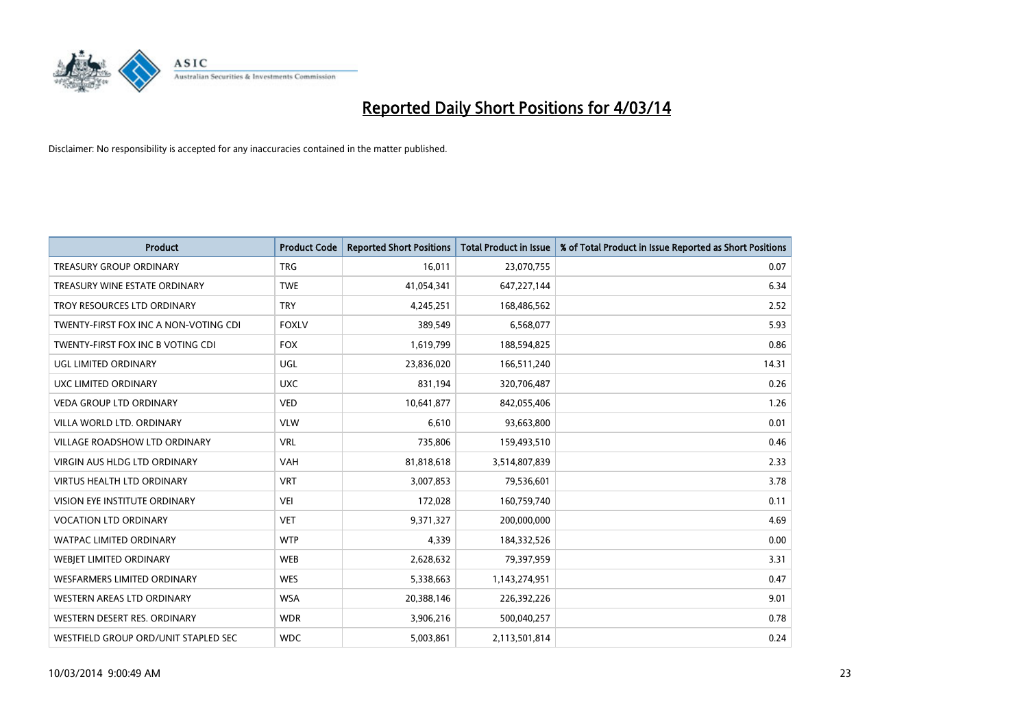# Reported Daily Short Positions for 4/03/14

Disclaimer: No responsibility is accepted for any inaccuracies contained in the matter published.

| Product | Product Code | Reported Short Positions | Total Product in Issue | % of Total Product in Issue Reported as Short Positions |
|---|---|---|---|---|
| TREASURY GROUP ORDINARY | TRG | 16,011 | 23,070,755 | 0.07 |
| TREASURY WINE ESTATE ORDINARY | TWE | 41,054,341 | 647,227,144 | 6.34 |
| TROY RESOURCES LTD ORDINARY | TRY | 4,245,251 | 168,486,562 | 2.52 |
| TWENTY-FIRST FOX INC A NON-VOTING CDI | FOXLV | 389,549 | 6,568,077 | 5.93 |
| TWENTY-FIRST FOX INC B VOTING CDI | FOX | 1,619,799 | 188,594,825 | 0.86 |
| UGL LIMITED ORDINARY | UGL | 23,836,020 | 166,511,240 | 14.31 |
| UXC LIMITED ORDINARY | UXC | 831,194 | 320,706,487 | 0.26 |
| VEDA GROUP LTD ORDINARY | VED | 10,641,877 | 842,055,406 | 1.26 |
| VILLA WORLD LTD. ORDINARY | VLW | 6,610 | 93,663,800 | 0.01 |
| VILLAGE ROADSHOW LTD ORDINARY | VRL | 735,806 | 159,493,510 | 0.46 |
| VIRGIN AUS HLDG LTD ORDINARY | VAH | 81,818,618 | 3,514,807,839 | 2.33 |
| VIRTUS HEALTH LTD ORDINARY | VRT | 3,007,853 | 79,536,601 | 3.78 |
| VISION EYE INSTITUTE ORDINARY | VEI | 172,028 | 160,759,740 | 0.11 |
| VOCATION LTD ORDINARY | VET | 9,371,327 | 200,000,000 | 4.69 |
| WATPAC LIMITED ORDINARY | WTP | 4,339 | 184,332,526 | 0.00 |
| WEBJET LIMITED ORDINARY | WEB | 2,628,632 | 79,397,959 | 3.31 |
| WESFARMERS LIMITED ORDINARY | WES | 5,338,663 | 1,143,274,951 | 0.47 |
| WESTERN AREAS LTD ORDINARY | WSA | 20,388,146 | 226,392,226 | 9.01 |
| WESTERN DESERT RES. ORDINARY | WDR | 3,906,216 | 500,040,257 | 0.78 |
| WESTFIELD GROUP ORD/UNIT STAPLED SEC | WDC | 5,003,861 | 2,113,501,814 | 0.24 |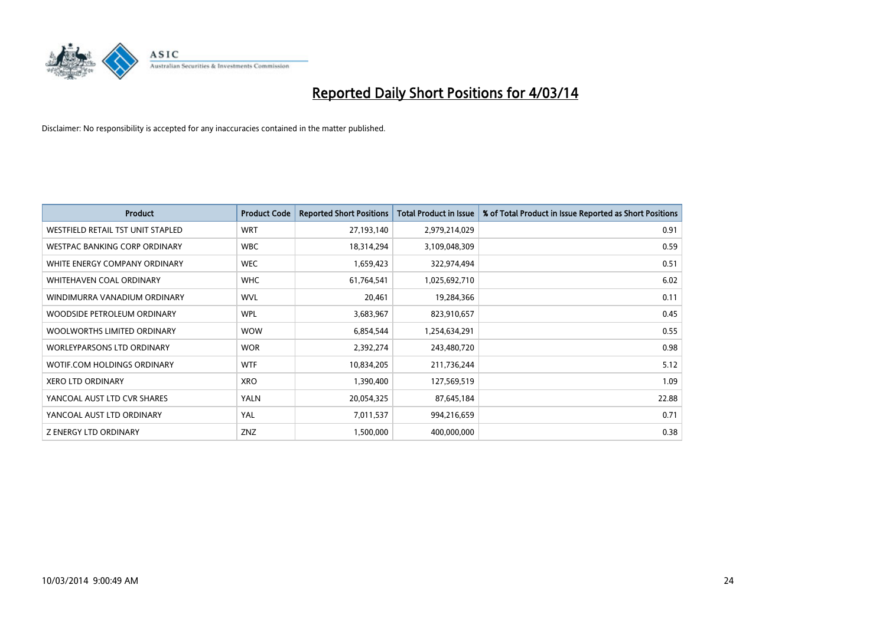# Reported Daily Short Positions for 4/03/14

Disclaimer: No responsibility is accepted for any inaccuracies contained in the matter published.

| Product | Product Code | Reported Short Positions | Total Product in Issue | % of Total Product in Issue Reported as Short Positions |
|---|---|---|---|---|
| WESTFIELD RETAIL TST UNIT STAPLED | WRT | 27,193,140 | 2,979,214,029 | 0.91 |
| WESTPAC BANKING CORP ORDINARY | WBC | 18,314,294 | 3,109,048,309 | 0.59 |
| WHITE ENERGY COMPANY ORDINARY | WEC | 1,659,423 | 322,974,494 | 0.51 |
| WHITEHAVEN COAL ORDINARY | WHC | 61,764,541 | 1,025,692,710 | 6.02 |
| WINDIMURRA VANADIUM ORDINARY | WVL | 20,461 | 19,284,366 | 0.11 |
| WOODSIDE PETROLEUM ORDINARY | WPL | 3,683,967 | 823,910,657 | 0.45 |
| WOOLWORTHS LIMITED ORDINARY | WOW | 6,854,544 | 1,254,634,291 | 0.55 |
| WORLEYPARSONS LTD ORDINARY | WOR | 2,392,274 | 243,480,720 | 0.98 |
| WOTIF.COM HOLDINGS ORDINARY | WTF | 10,834,205 | 211,736,244 | 5.12 |
| XERO LTD ORDINARY | XRO | 1,390,400 | 127,569,519 | 1.09 |
| YANCOAL AUST LTD CVR SHARES | YALN | 20,054,325 | 87,645,184 | 22.88 |
| YANCOAL AUST LTD ORDINARY | YAL | 7,011,537 | 994,216,659 | 0.71 |
| Z ENERGY LTD ORDINARY | ZNZ | 1,500,000 | 400,000,000 | 0.38 |

10/03/2014 9:00:49 AM